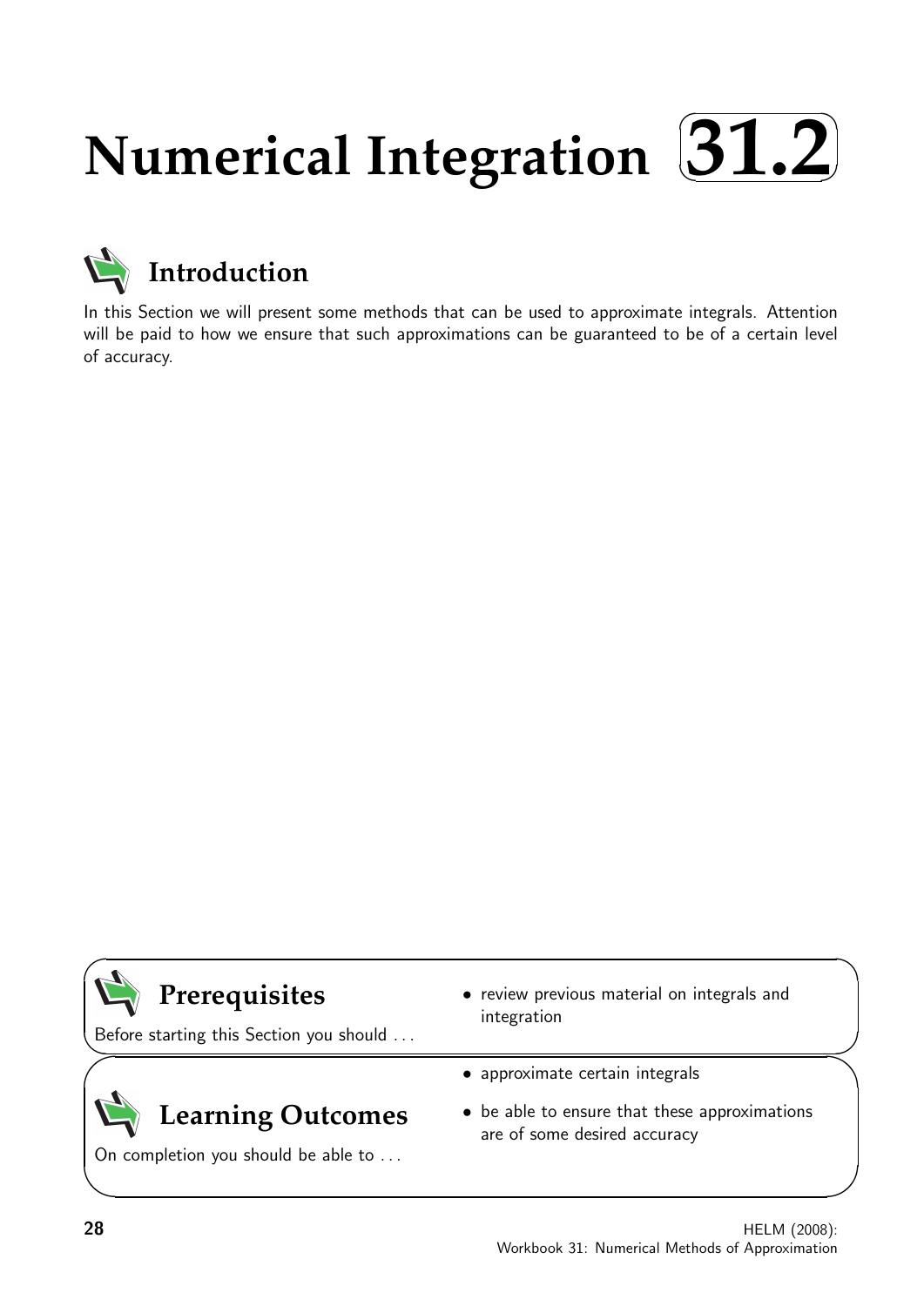# Numerical Integration 31.2

## Introduction

In this Section we will present some methods that can be used to approximate integrals. Attention will be paid to how we ensure that such approximations can be guaranteed to be of a certain level of accuracy.

## Prerequisites

Before starting this Section you should ...

- review previous material on integrals and integration

## Learning Outcomes

On completion you should be able to ...

- approximate certain integrals
- be able to ensure that these approximations are of some desired accuracy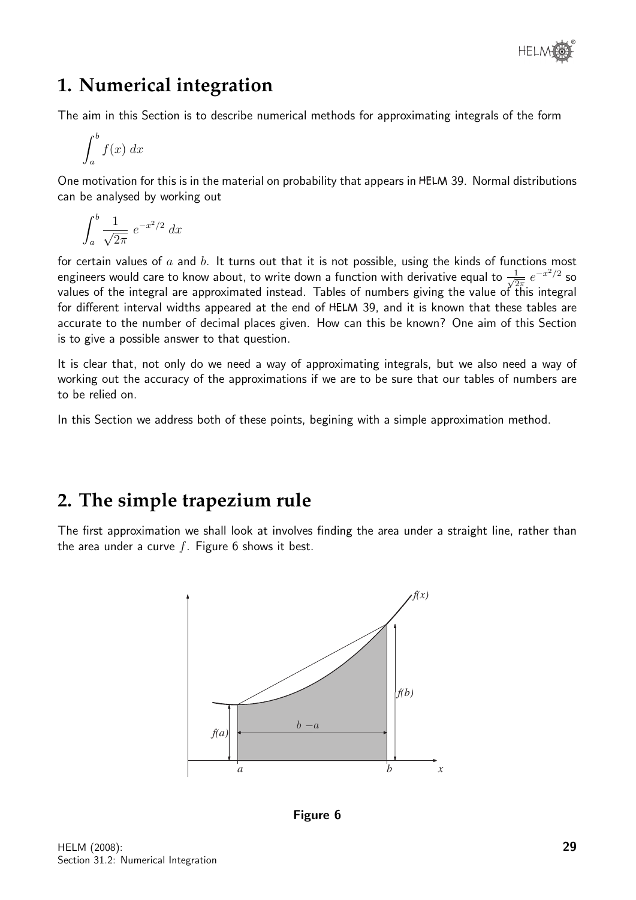## 1. Numerical integration

The aim in this Section is to describe numerical methods for approximating integrals of the form

$$\int_a^b f(x)\,dx$$

One motivation for this is in the material on probability that appears in HELM 39. Normal distributions can be analysed by working out

$$\int_a^b \frac{1}{\sqrt{2\pi}}\,e^{-x^2/2}\,dx$$

for certain values of $a$ and $b$. It turns out that it is not possible, using the kinds of functions most engineers would care to know about, to write down a function with derivative equal to $\frac{1}{\sqrt{2\pi}}\,e^{-x^2/2}$ so values of the integral are approximated instead. Tables of numbers giving the value of this integral for different interval widths appeared at the end of HELM 39, and it is known that these tables are accurate to the number of decimal places given. How can this be known? One aim of this Section is to give a possible answer to that question.

It is clear that, not only do we need a way of approximating integrals, but we also need a way of working out the accuracy of the approximations if we are to be sure that our tables of numbers are to be relied on.

In this Section we address both of these points, begining with a simple approximation method.

## 2. The simple trapezium rule

The first approximation we shall look at involves finding the area under a straight line, rather than the area under a curve $f$. Figure 6 shows it best.

**Figure 6**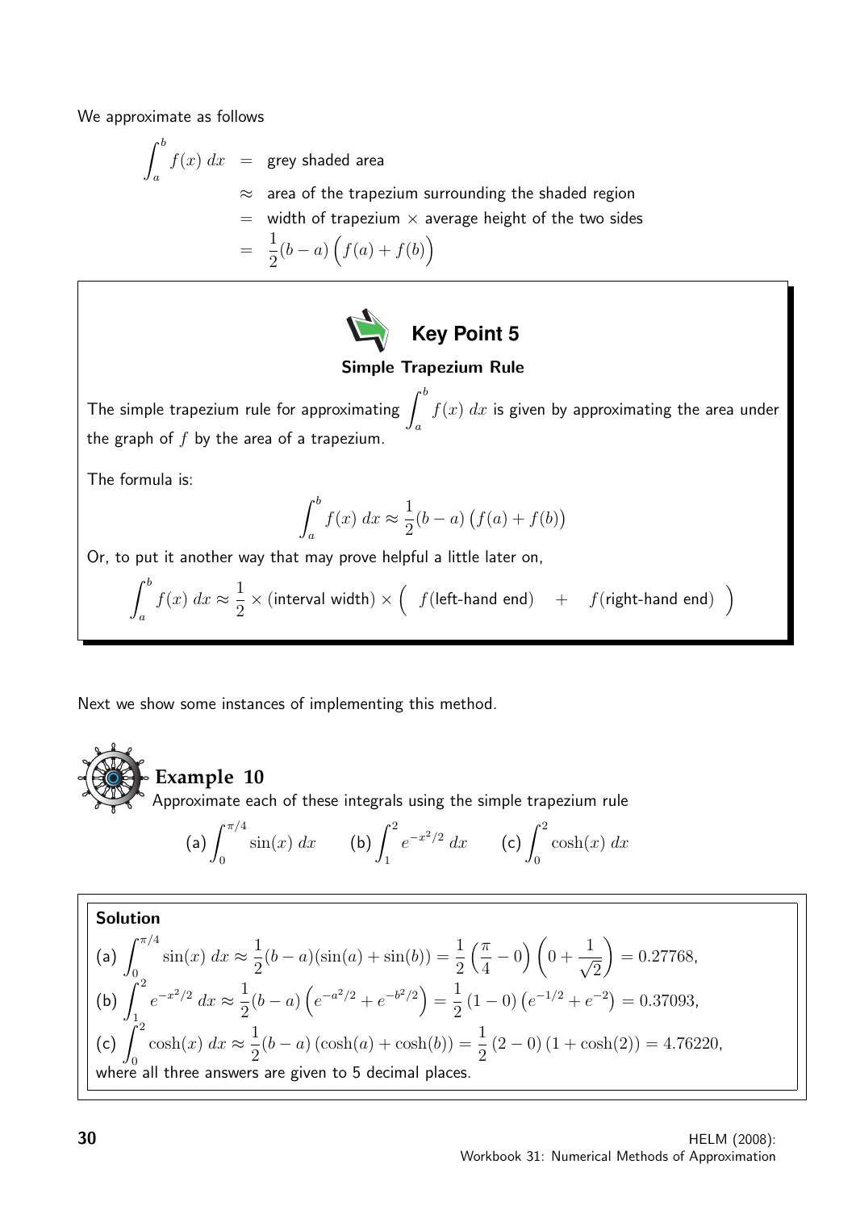We approximate as follows

$$\begin{aligned}
\int_a^b f(x)\,dx &= \text{grey shaded area} \\
&\approx \text{area of the trapezium surrounding the shaded region} \\
&= \text{width of trapezium} \times \text{average height of the two sides} \\
&= \frac{1}{2}(b-a)\Big(f(a)+f(b)\Big)
\end{aligned}$$

> **Key Point 5**
>
> **Simple Trapezium Rule**
>
> The simple trapezium rule for approximating $\int_a^b f(x)\,dx$ is given by approximating the area under the graph of $f$ by the area of a trapezium.
>
> The formula is:
>
> $$\int_a^b f(x)\,dx \approx \frac{1}{2}(b-a)\big(f(a)+f(b)\big)$$
>
> Or, to put it another way that may prove helpful a little later on,
>
> $$\int_a^b f(x)\,dx \approx \frac{1}{2} \times (\text{interval width}) \times \Big(\ f(\text{left-hand end}) \quad + \quad f(\text{right-hand end})\ \Big)$$

Next we show some instances of implementing this method.

### Example 10

Approximate each of these integrals using the simple trapezium rule

$$\text{(a)} \int_0^{\pi/4} \sin(x)\,dx \qquad \text{(b)} \int_1^2 e^{-x^2/2}\,dx \qquad \text{(c)} \int_0^2 \cosh(x)\,dx$$

**Solution**

(a) $\displaystyle\int_0^{\pi/4} \sin(x)\,dx \approx \frac{1}{2}(b-a)(\sin(a)+\sin(b)) = \frac{1}{2}\left(\frac{\pi}{4}-0\right)\left(0+\frac{1}{\sqrt{2}}\right) = 0.27768,$

(b) $\displaystyle\int_1^2 e^{-x^2/2}\,dx \approx \frac{1}{2}(b-a)\left(e^{-a^2/2}+e^{-b^2/2}\right) = \frac{1}{2}(1-0)\left(e^{-1/2}+e^{-2}\right) = 0.37093,$

(c) $\displaystyle\int_0^2 \cosh(x)\,dx \approx \frac{1}{2}(b-a)(\cosh(a)+\cosh(b)) = \frac{1}{2}(2-0)(1+\cosh(2)) = 4.76220,$

where all three answers are given to 5 decimal places.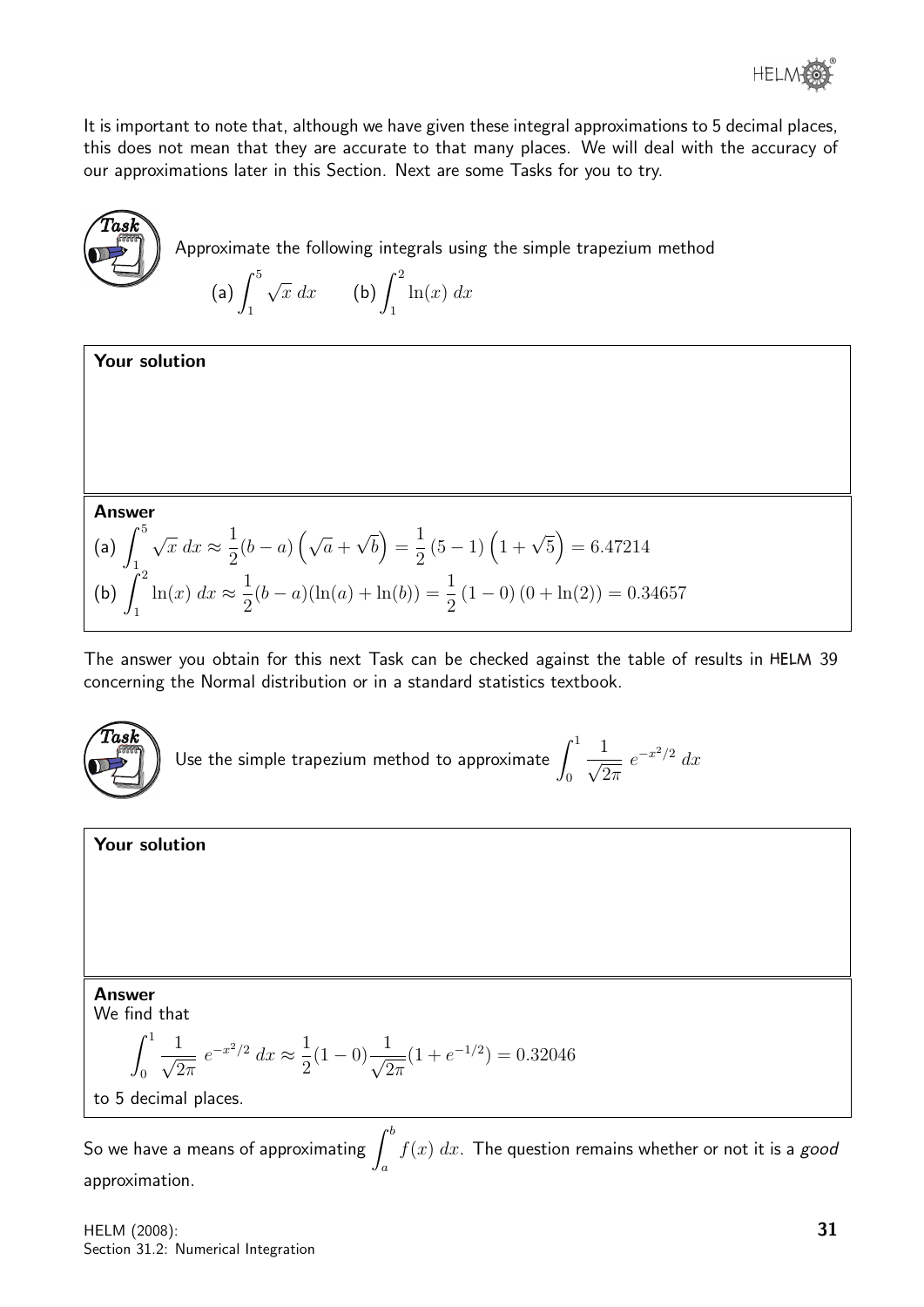It is important to note that, although we have given these integral approximations to 5 decimal places, this does not mean that they are accurate to that many places. We will deal with the accuracy of our approximations later in this Section. Next are some Tasks for you to try.

**Task**

Approximate the following integrals using the simple trapezium method

(a) $\displaystyle\int_1^5 \sqrt{x}\, dx$ (b) $\displaystyle\int_1^2 \ln(x)\, dx$

**Your solution**

**Answer**

(a) $\displaystyle\int_1^5 \sqrt{x}\, dx \approx \frac{1}{2}(b-a)\left(\sqrt{a}+\sqrt{b}\right) = \frac{1}{2}\,(5-1)\left(1+\sqrt{5}\right) = 6.47214$

(b) $\displaystyle\int_1^2 \ln(x)\, dx \approx \frac{1}{2}(b-a)(\ln(a)+\ln(b)) = \frac{1}{2}\,(1-0)\,(0+\ln(2)) = 0.34657$

The answer you obtain for this next Task can be checked against the table of results in HELM 39 concerning the Normal distribution or in a standard statistics textbook.

**Task**

Use the simple trapezium method to approximate $\displaystyle\int_0^1 \frac{1}{\sqrt{2\pi}}\, e^{-x^2/2}\, dx$

**Your solution**

**Answer**

We find that

$$\int_0^1 \frac{1}{\sqrt{2\pi}}\, e^{-x^2/2}\, dx \approx \frac{1}{2}(1-0)\frac{1}{\sqrt{2\pi}}(1+e^{-1/2}) = 0.32046$$

to 5 decimal places.

So we have a means of approximating $\displaystyle\int_a^b f(x)\, dx$. The question remains whether or not it is a *good* approximation.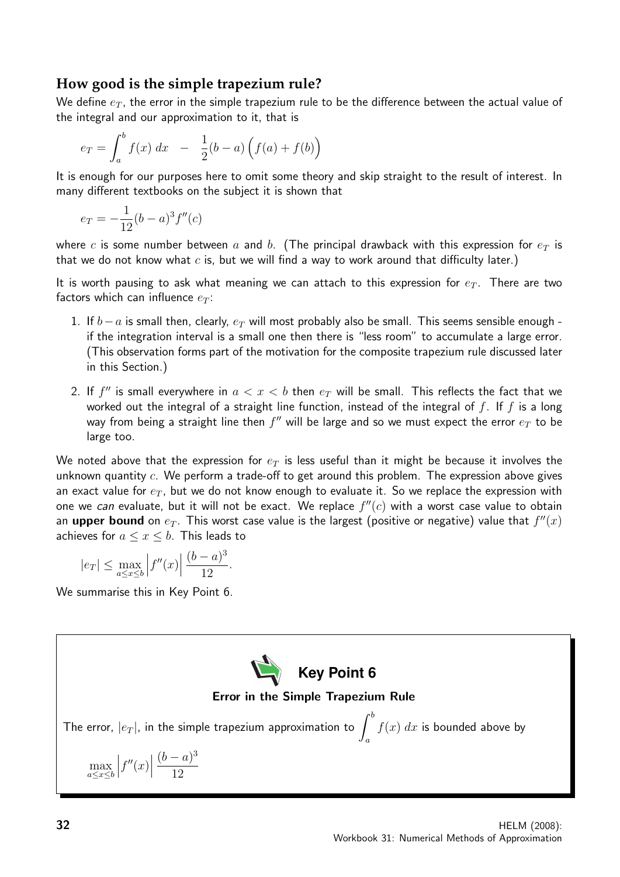## How good is the simple trapezium rule?

We define $e_T$, the error in the simple trapezium rule to be the difference between the actual value of the integral and our approximation to it, that is

$$e_T = \int_a^b f(x)\,dx \quad - \quad \frac{1}{2}(b-a)\Big(f(a)+f(b)\Big)$$

It is enough for our purposes here to omit some theory and skip straight to the result of interest. In many different textbooks on the subject it is shown that

$$e_T = -\frac{1}{12}(b-a)^3 f''(c)$$

where $c$ is some number between $a$ and $b$. (The principal drawback with this expression for $e_T$ is that we do not know what $c$ is, but we will find a way to work around that difficulty later.)

It is worth pausing to ask what meaning we can attach to this expression for $e_T$. There are two factors which can influence $e_T$:

1. If $b-a$ is small then, clearly, $e_T$ will most probably also be small. This seems sensible enough - if the integration interval is a small one then there is "less room" to accumulate a large error. (This observation forms part of the motivation for the composite trapezium rule discussed later in this Section.)

2. If $f''$ is small everywhere in $a < x < b$ then $e_T$ will be small. This reflects the fact that we worked out the integral of a straight line function, instead of the integral of $f$. If $f$ is a long way from being a straight line then $f''$ will be large and so we must expect the error $e_T$ to be large too.

We noted above that the expression for $e_T$ is less useful than it might be because it involves the unknown quantity $c$. We perform a trade-off to get around this problem. The expression above gives an exact value for $e_T$, but we do not know enough to evaluate it. So we replace the expression with one we *can* evaluate, but it will not be exact. We replace $f''(c)$ with a worst case value to obtain an **upper bound** on $e_T$. This worst case value is the largest (positive or negative) value that $f''(x)$ achieves for $a \leq x \leq b$. This leads to

$$|e_T| \leq \max_{a \leq x \leq b} \left| f''(x) \right| \frac{(b-a)^3}{12}.$$

We summarise this in Key Point 6.

**Key Point 6**

**Error in the Simple Trapezium Rule**

The error, $|e_T|$, in the simple trapezium approximation to $\displaystyle\int_a^b f(x)\,dx$ is bounded above by

$$\max_{a \leq x \leq b} \left| f''(x) \right| \frac{(b-a)^3}{12}$$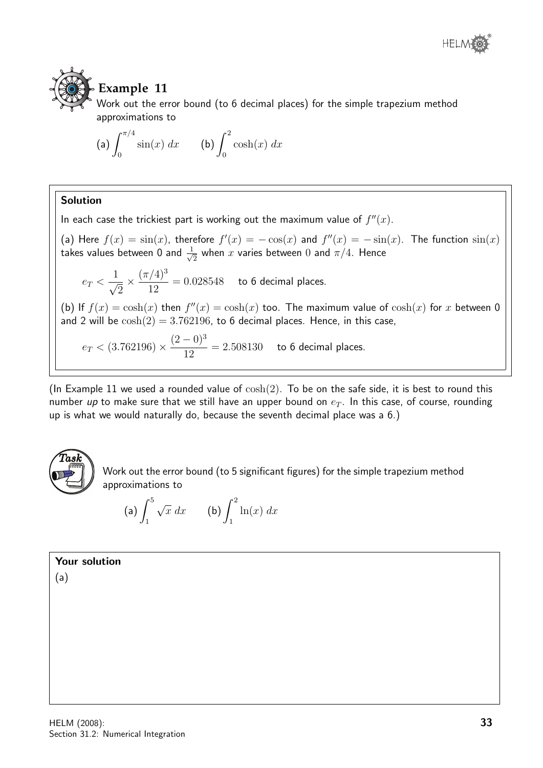## Example 11

Work out the error bound (to 6 decimal places) for the simple trapezium method approximations to

(a) $\displaystyle\int_0^{\pi/4} \sin(x)\,dx$ (b) $\displaystyle\int_0^{2} \cosh(x)\,dx$

**Solution**

In each case the trickiest part is working out the maximum value of $f''(x)$.

(a) Here $f(x) = \sin(x)$, therefore $f'(x) = -\cos(x)$ and $f''(x) = -\sin(x)$. The function $\sin(x)$ takes values between 0 and $\frac{1}{\sqrt{2}}$ when $x$ varies between $0$ and $\pi/4$. Hence

$$e_T < \frac{1}{\sqrt{2}} \times \frac{(\pi/4)^3}{12} = 0.028548 \quad \text{to 6 decimal places.}$$

(b) If $f(x) = \cosh(x)$ then $f''(x) = \cosh(x)$ too. The maximum value of $\cosh(x)$ for $x$ between 0 and 2 will be $\cosh(2) = 3.762196$, to 6 decimal places. Hence, in this case,

$$e_T < (3.762196) \times \frac{(2-0)^3}{12} = 2.508130 \quad \text{to 6 decimal places.}$$

(In Example 11 we used a rounded value of $\cosh(2)$. To be on the safe side, it is best to round this number *up* to make sure that we still have an upper bound on $e_T$. In this case, of course, rounding up is what we would naturally do, because the seventh decimal place was a 6.)

**Task**

Work out the error bound (to 5 significant figures) for the simple trapezium method approximations to

(a) $\displaystyle\int_1^{5} \sqrt{x}\,dx$ (b) $\displaystyle\int_1^{2} \ln(x)\,dx$

**Your solution**

(a)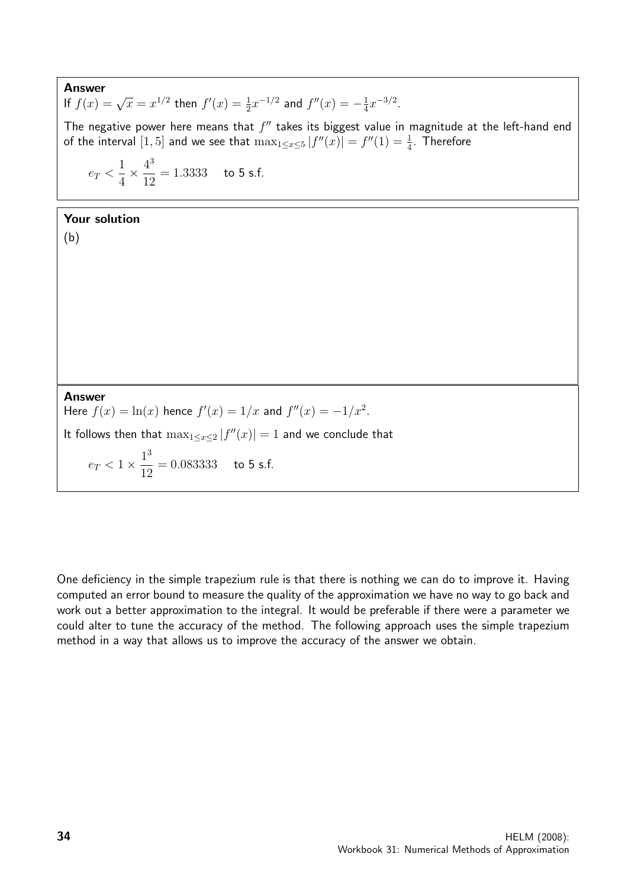**Answer**

If $f(x) = \sqrt{x} = x^{1/2}$ then $f'(x) = \frac{1}{2}x^{-1/2}$ and $f''(x) = -\frac{1}{4}x^{-3/2}$.

The negative power here means that $f''$ takes its biggest value in magnitude at the left-hand end of the interval $[1, 5]$ and we see that $\max_{1\leq x\leq 5} |f''(x)| = f''(1) = \frac{1}{4}$. Therefore

$$e_T < \frac{1}{4} \times \frac{4^3}{12} = 1.3333 \quad \text{to 5 s.f.}$$

**Your solution**

(b)

**Answer**

Here $f(x) = \ln(x)$ hence $f'(x) = 1/x$ and $f''(x) = -1/x^2$.

It follows then that $\max_{1\leq x\leq 2} |f''(x)| = 1$ and we conclude that

$$e_T < 1 \times \frac{1^3}{12} = 0.083333 \quad \text{to 5 s.f.}$$

One deficiency in the simple trapezium rule is that there is nothing we can do to improve it. Having computed an error bound to measure the quality of the approximation we have no way to go back and work out a better approximation to the integral. It would be preferable if there were a parameter we could alter to tune the accuracy of the method. The following approach uses the simple trapezium method in a way that allows us to improve the accuracy of the answer we obtain.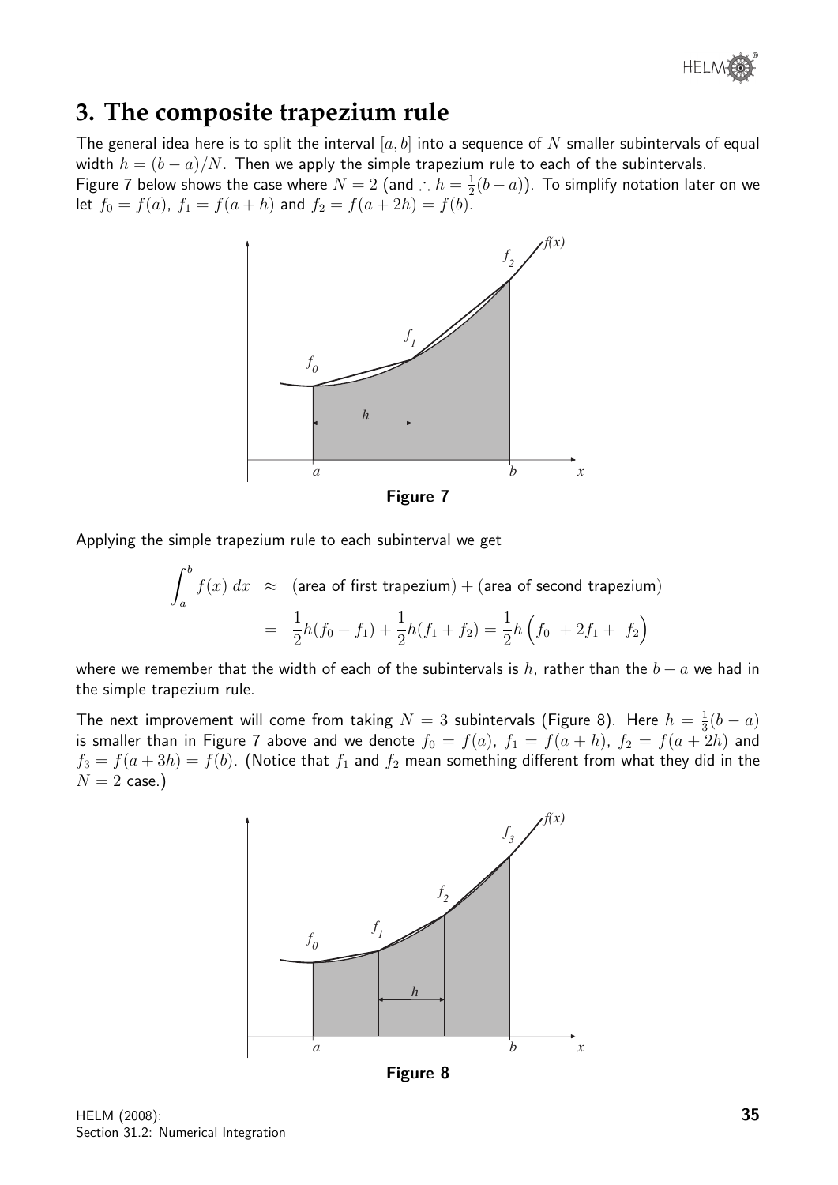## 3. The composite trapezium rule

The general idea here is to split the interval $[a, b]$ into a sequence of $N$ smaller subintervals of equal width $h = (b-a)/N$. Then we apply the simple trapezium rule to each of the subintervals.
Figure 7 below shows the case where $N = 2$ (and $\therefore h = \frac{1}{2}(b-a)$). To simplify notation later on we let $f_0 = f(a)$, $f_1 = f(a+h)$ and $f_2 = f(a+2h) = f(b)$.

**Figure 7**

Applying the simple trapezium rule to each subinterval we get

$$\begin{aligned}\int_a^b f(x)\,dx &\approx \text{(area of first trapezium)} + \text{(area of second trapezium)}\\ &= \frac{1}{2}h(f_0 + f_1) + \frac{1}{2}h(f_1 + f_2) = \frac{1}{2}h\left(f_0 + 2f_1 + f_2\right)\end{aligned}$$

where we remember that the width of each of the subintervals is $h$, rather than the $b - a$ we had in the simple trapezium rule.

The next improvement will come from taking $N = 3$ subintervals (Figure 8). Here $h = \frac{1}{3}(b-a)$ is smaller than in Figure 7 above and we denote $f_0 = f(a)$, $f_1 = f(a+h)$, $f_2 = f(a+2h)$ and $f_3 = f(a+3h) = f(b)$. (Notice that $f_1$ and $f_2$ mean something different from what they did in the $N = 2$ case.)

**Figure 8**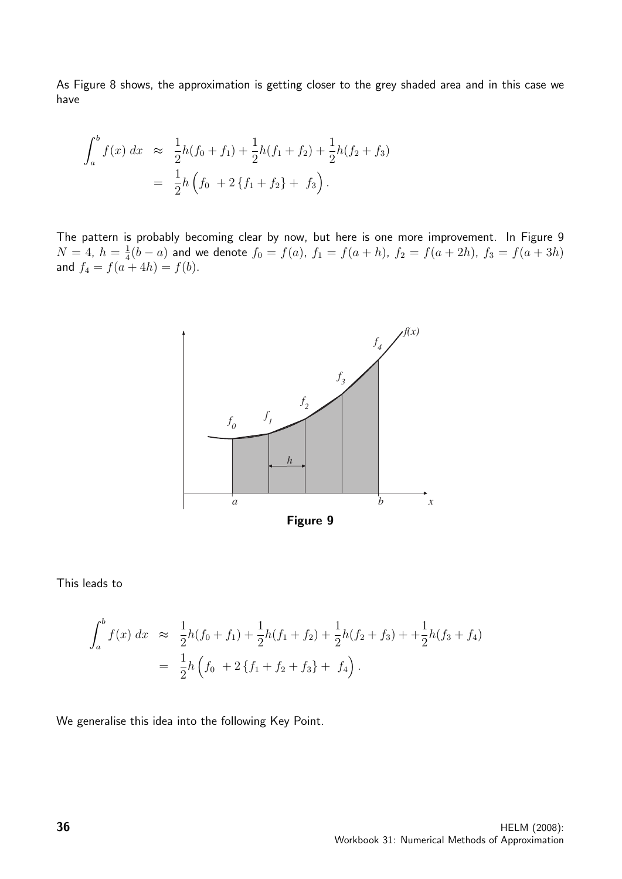As Figure 8 shows, the approximation is getting closer to the grey shaded area and in this case we have

$$\begin{aligned}\int_a^b f(x)\,dx &\approx \frac{1}{2}h(f_0+f_1)+\frac{1}{2}h(f_1+f_2)+\frac{1}{2}h(f_2+f_3)\\ &= \frac{1}{2}h\left(f_0\ +2\left\{f_1+f_2\right\}+\ f_3\right).\end{aligned}$$

The pattern is probably becoming clear by now, but here is one more improvement. In Figure 9 $N=4$, $h=\frac{1}{4}(b-a)$ and we denote $f_0=f(a)$, $f_1=f(a+h)$, $f_2=f(a+2h)$, $f_3=f(a+3h)$ and $f_4=f(a+4h)=f(b)$.

**Figure 9**

This leads to

$$\begin{aligned}\int_a^b f(x)\,dx &\approx \frac{1}{2}h(f_0+f_1)+\frac{1}{2}h(f_1+f_2)+\frac{1}{2}h(f_2+f_3)++\frac{1}{2}h(f_3+f_4)\\ &= \frac{1}{2}h\left(f_0\ +2\left\{f_1+f_2+f_3\right\}+\ f_4\right).\end{aligned}$$

We generalise this idea into the following Key Point.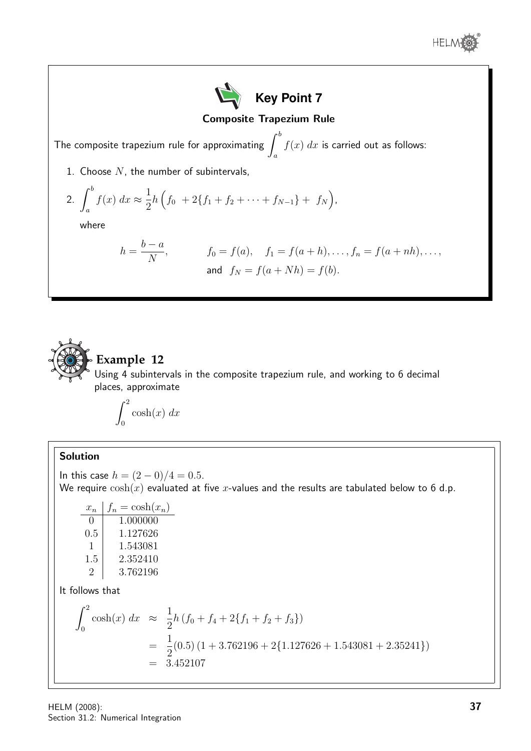## Key Point 7

**Composite Trapezium Rule**

The composite trapezium rule for approximating $\int_a^b f(x)\,dx$ is carried out as follows:

1. Choose $N$, the number of subintervals,
2. $\int_a^b f(x)\,dx \approx \frac{1}{2}h\left(f_0 \; + 2\{f_1 + f_2 + \cdots + f_{N-1}\} + \; f_N\right)$,

   where

$$h = \frac{b-a}{N}, \qquad f_0 = f(a), \quad f_1 = f(a+h), \ldots, f_n = f(a+nh), \ldots,$$
$$\text{and} \;\; f_N = f(a+Nh) = f(b).$$

## Example 12

Using 4 subintervals in the composite trapezium rule, and working to 6 decimal places, approximate

$$\int_0^2 \cosh(x)\,dx$$

### Solution

In this case $h = (2-0)/4 = 0.5$.
We require $\cosh(x)$ evaluated at five $x$-values and the results are tabulated below to 6 d.p.

| $x_n$ | $f_n = \cosh(x_n)$ |
|---|---|
| 0 | 1.000000 |
| 0.5 | 1.127626 |
| 1 | 1.543081 |
| 1.5 | 2.352410 |
| 2 | 3.762196 |

It follows that

$$\begin{aligned}
\int_0^2 \cosh(x)\,dx &\approx \frac{1}{2}h\left(f_0 + f_4 + 2\{f_1 + f_2 + f_3\}\right) \\
&= \frac{1}{2}(0.5)\left(1 + 3.762196 + 2\{1.127626 + 1.543081 + 2.35241\}\right) \\
&= 3.452107
\end{aligned}$$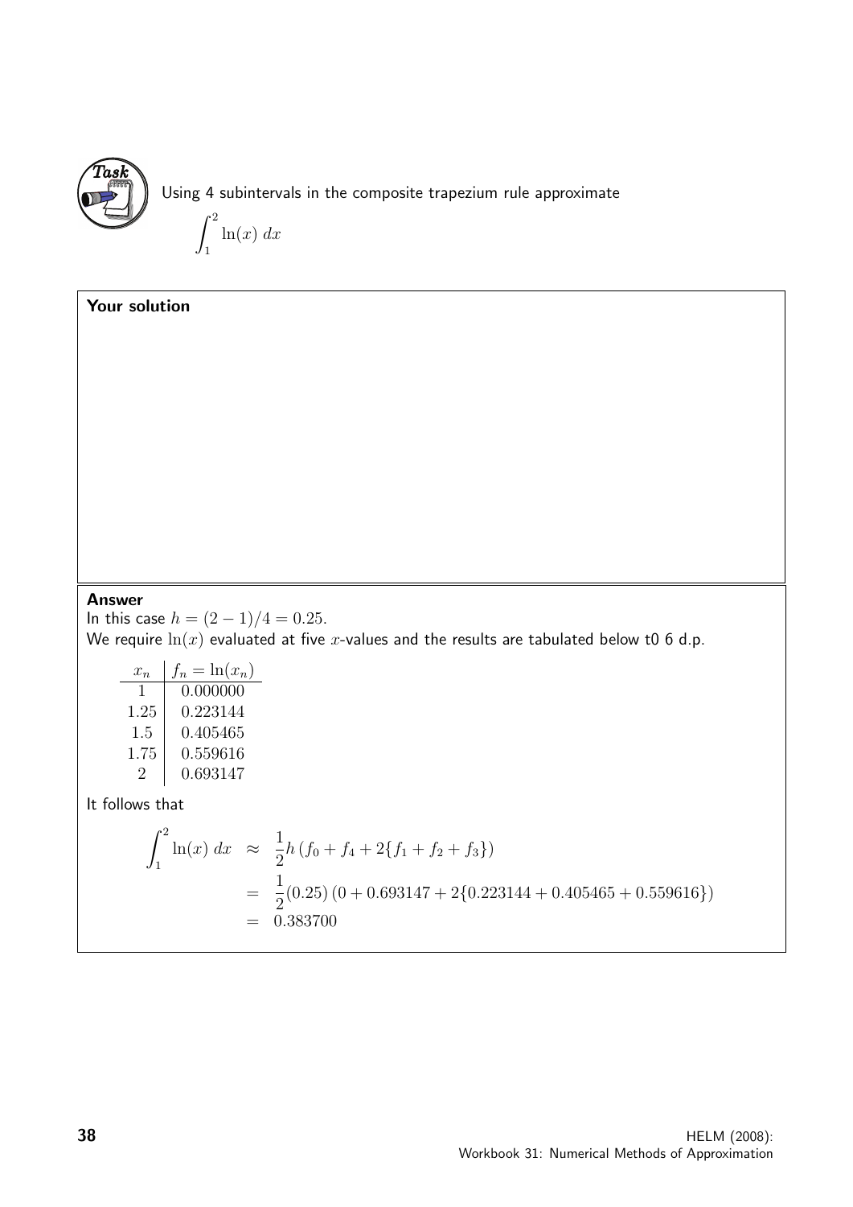**Task**

Using 4 subintervals in the composite trapezium rule approximate

$$\int_1^2 \ln(x)\, dx$$

**Your solution**

**Answer**

In this case $h = (2-1)/4 = 0.25$.

We require $\ln(x)$ evaluated at five $x$-values and the results are tabulated below t0 6 d.p.

| $x_n$ | $f_n = \ln(x_n)$ |
|---|---|
| 1 | 0.000000 |
| 1.25 | 0.223144 |
| 1.5 | 0.405465 |
| 1.75 | 0.559616 |
| 2 | 0.693147 |

It follows that

$$\begin{aligned}
\int_1^2 \ln(x)\, dx &\approx \frac{1}{2}h\left(f_0 + f_4 + 2\{f_1 + f_2 + f_3\}\right) \\
&= \frac{1}{2}(0.25)\left(0 + 0.693147 + 2\{0.223144 + 0.405465 + 0.559616\}\right) \\
&= 0.383700
\end{aligned}$$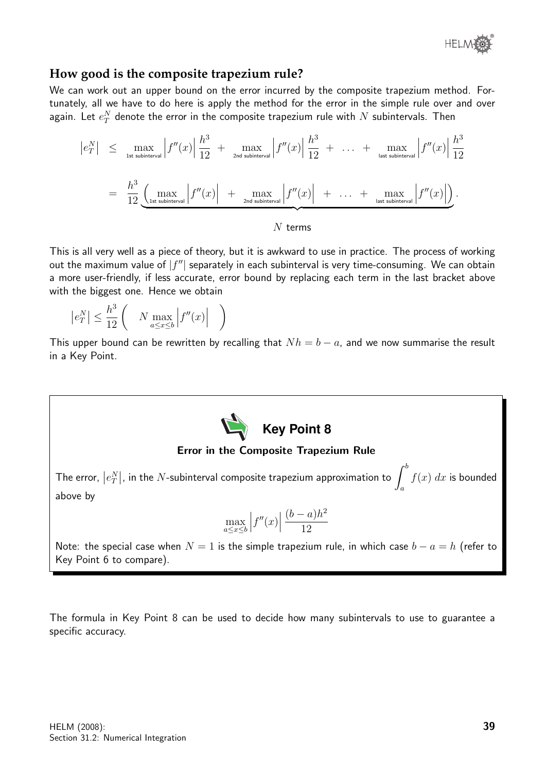## How good is the composite trapezium rule?

We can work out an upper bound on the error incurred by the composite trapezium method. Fortunately, all we have to do here is apply the method for the error in the simple rule over and over again. Let $e_T^N$ denote the error in the composite trapezium rule with $N$ subintervals. Then

$$
\begin{aligned}
\left|e_T^N\right| &\leq \max_{\text{1st subinterval}} \left|f''(x)\right| \frac{h^3}{12} + \max_{\text{2nd subinterval}} \left|f''(x)\right| \frac{h^3}{12} + \ldots + \max_{\text{last subinterval}} \left|f''(x)\right| \frac{h^3}{12} \\
&= \frac{h^3}{12} \underbrace{\left( \max_{\text{1st subinterval}} \left|f''(x)\right| + \max_{\text{2nd subinterval}} \left|f''(x)\right| + \ldots + \max_{\text{last subinterval}} \left|f''(x)\right| \right)}_{N \text{ terms}}.
\end{aligned}
$$

This is all very well as a piece of theory, but it is awkward to use in practice. The process of working out the maximum value of $|f''|$ separately in each subinterval is very time-consuming. We can obtain a more user-friendly, if less accurate, error bound by replacing each term in the last bracket above with the biggest one. Hence we obtain

$$
\left|e_T^N\right| \leq \frac{h^3}{12} \left( N \max_{a \leq x \leq b} \left|f''(x)\right| \right)
$$

This upper bound can be rewritten by recalling that $Nh = b - a$, and we now summarise the result in a Key Point.

**Key Point 8**

**Error in the Composite Trapezium Rule**

The error, $\left|e_T^N\right|$, in the $N$-subinterval composite trapezium approximation to $\displaystyle\int_a^b f(x)\,dx$ is bounded above by

$$
\max_{a \leq x \leq b} \left|f''(x)\right| \frac{(b-a)h^2}{12}
$$

Note: the special case when $N = 1$ is the simple trapezium rule, in which case $b - a = h$ (refer to Key Point 6 to compare).

The formula in Key Point 8 can be used to decide how many subintervals to use to guarantee a specific accuracy.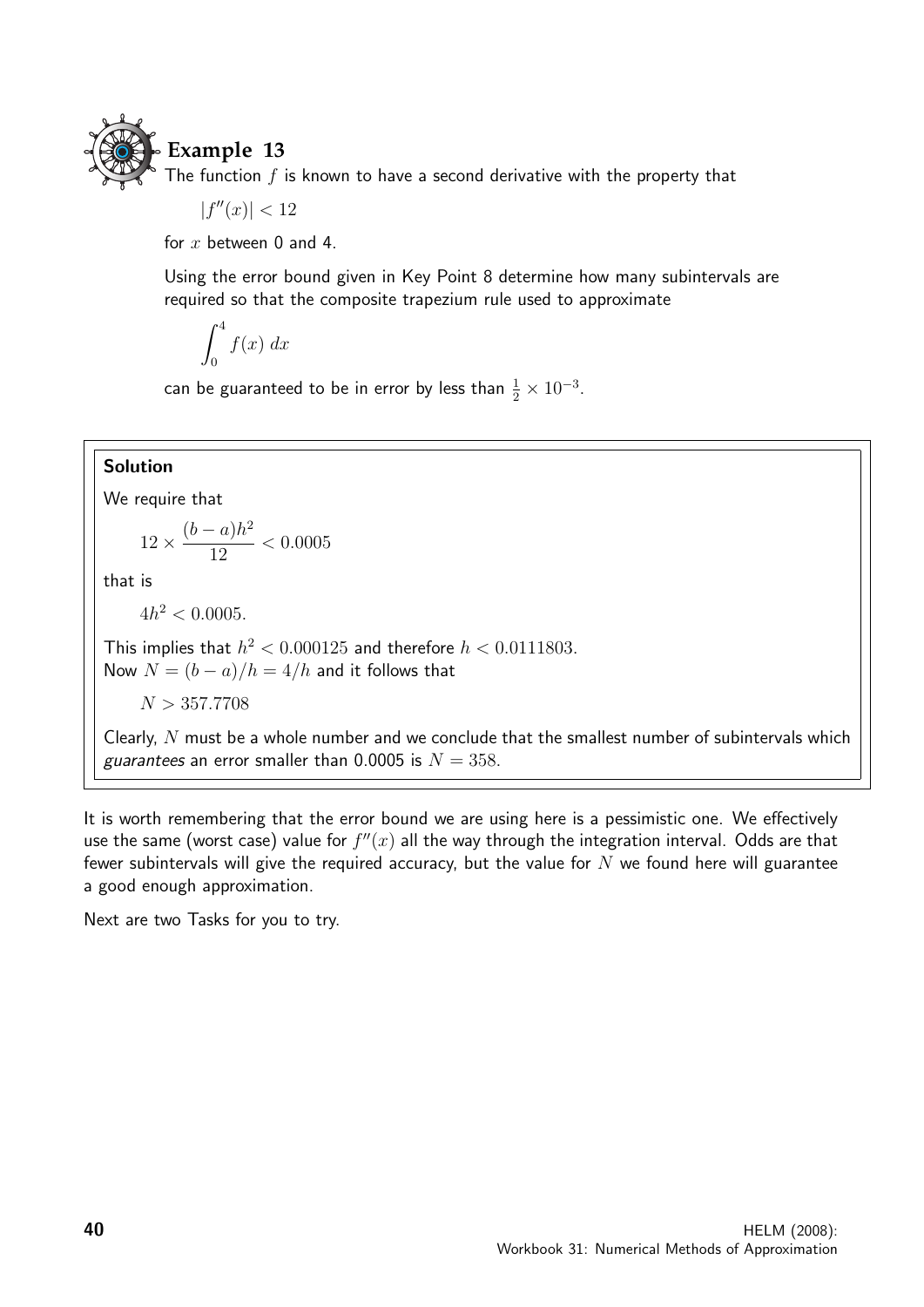## Example 13

The function $f$ is known to have a second derivative with the property that

$$|f''(x)| < 12$$

for $x$ between 0 and 4.

Using the error bound given in Key Point 8 determine how many subintervals are required so that the composite trapezium rule used to approximate

$$\int_0^4 f(x)\ dx$$

can be guaranteed to be in error by less than $\frac{1}{2} \times 10^{-3}$.

**Solution**

We require that

$$12 \times \frac{(b-a)h^2}{12} < 0.0005$$

that is

$$4h^2 < 0.0005.$$

This implies that $h^2 < 0.000125$ and therefore $h < 0.0111803$.
Now $N = (b-a)/h = 4/h$ and it follows that

$$N > 357.7708$$

Clearly, $N$ must be a whole number and we conclude that the smallest number of subintervals which *guarantees* an error smaller than 0.0005 is $N = 358$.

It is worth remembering that the error bound we are using here is a pessimistic one. We effectively use the same (worst case) value for $f''(x)$ all the way through the integration interval. Odds are that fewer subintervals will give the required accuracy, but the value for $N$ we found here will guarantee a good enough approximation.

Next are two Tasks for you to try.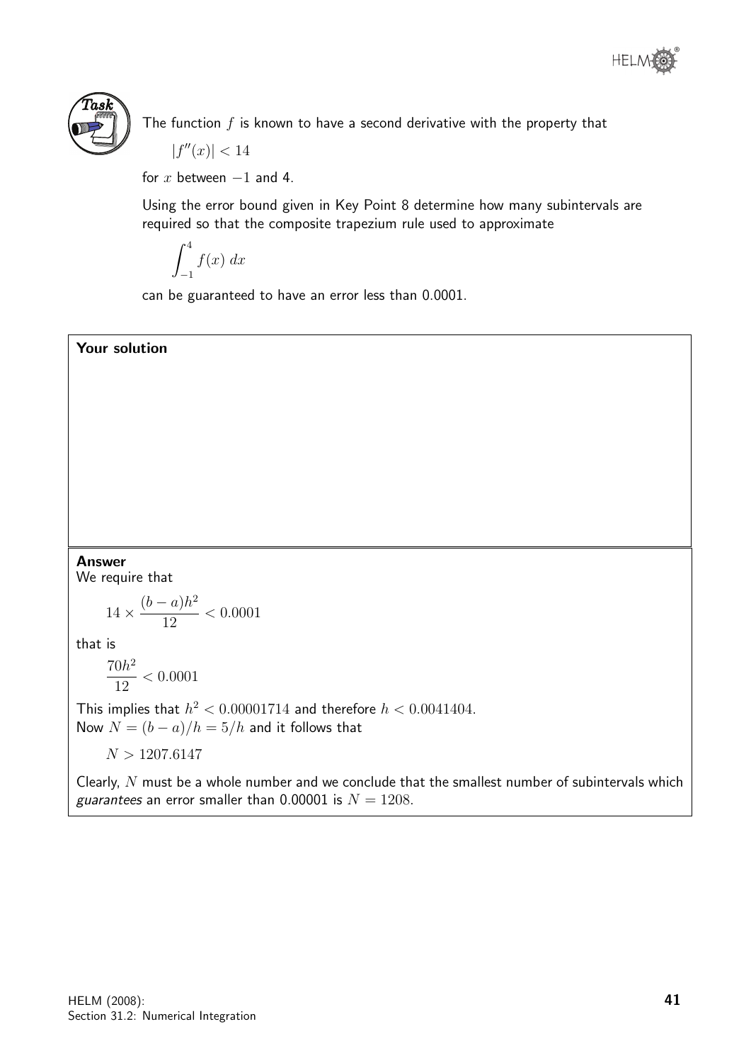**Task**

The function $f$ is known to have a second derivative with the property that

$$|f''(x)| < 14$$

for $x$ between $-1$ and 4.

Using the error bound given in Key Point 8 determine how many subintervals are required so that the composite trapezium rule used to approximate

$$\int_{-1}^{4} f(x)\,dx$$

can be guaranteed to have an error less than 0.0001.

**Your solution**

**Answer**

We require that

$$14 \times \frac{(b-a)h^2}{12} < 0.0001$$

that is

$$\frac{70h^2}{12} < 0.0001$$

This implies that $h^2 < 0.00001714$ and therefore $h < 0.0041404$.

Now $N = (b-a)/h = 5/h$ and it follows that

$$N > 1207.6147$$

Clearly, $N$ must be a whole number and we conclude that the smallest number of subintervals which *guarantees* an error smaller than 0.00001 is $N = 1208$.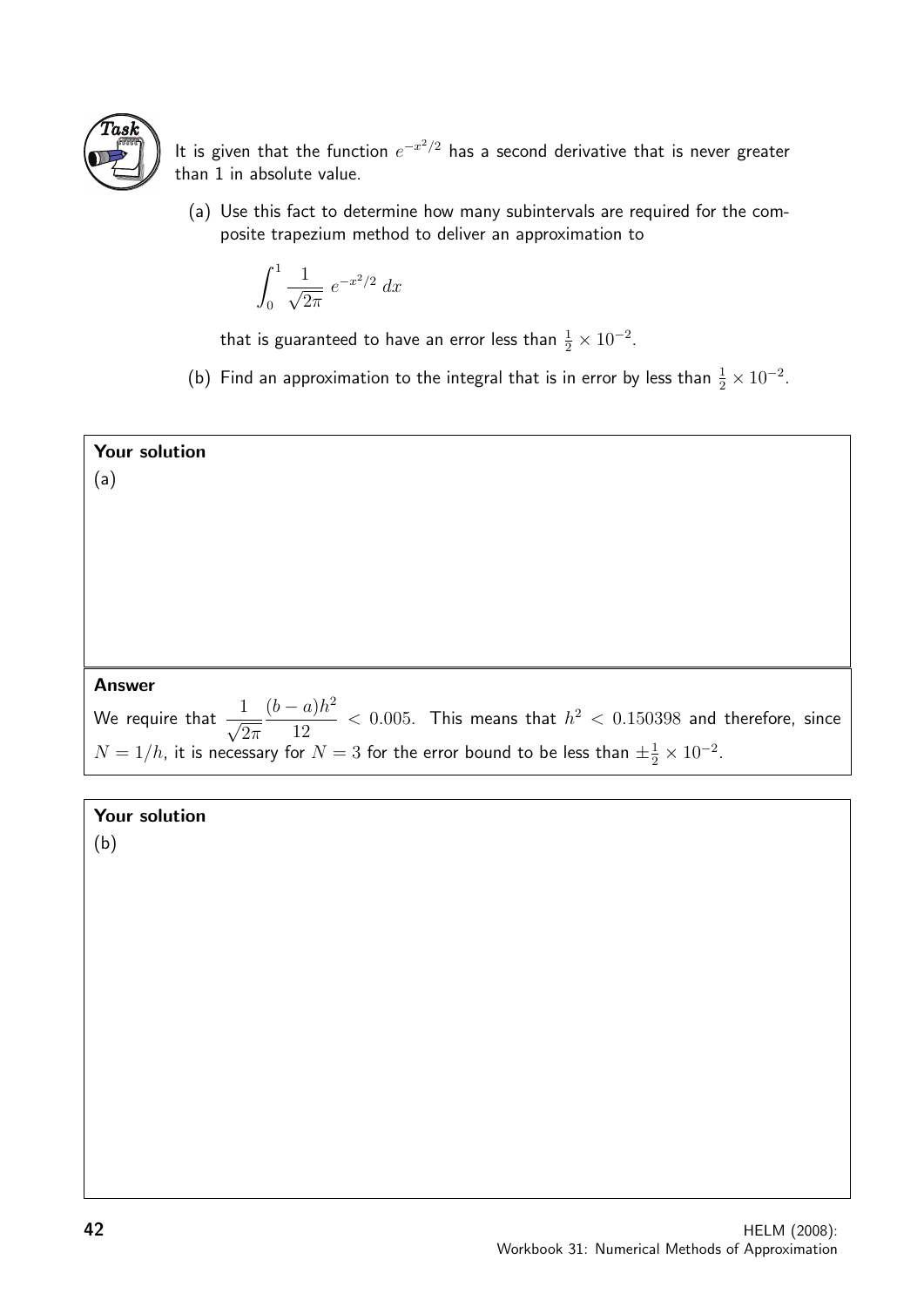**Task**

It is given that the function $e^{-x^2/2}$ has a second derivative that is never greater than 1 in absolute value.

(a) Use this fact to determine how many subintervals are required for the composite trapezium method to deliver an approximation to

$$\int_0^1 \frac{1}{\sqrt{2\pi}}\, e^{-x^2/2}\, dx$$

that is guaranteed to have an error less than $\frac{1}{2} \times 10^{-2}$.

(b) Find an approximation to the integral that is in error by less than $\frac{1}{2} \times 10^{-2}$.

**Your solution**

(a)

**Answer**

We require that $\dfrac{1}{\sqrt{2\pi}}\dfrac{(b-a)h^2}{12} < 0.005$. This means that $h^2 < 0.150398$ and therefore, since $N = 1/h$, it is necessary for $N = 3$ for the error bound to be less than $\pm\frac{1}{2} \times 10^{-2}$.

**Your solution**

(b)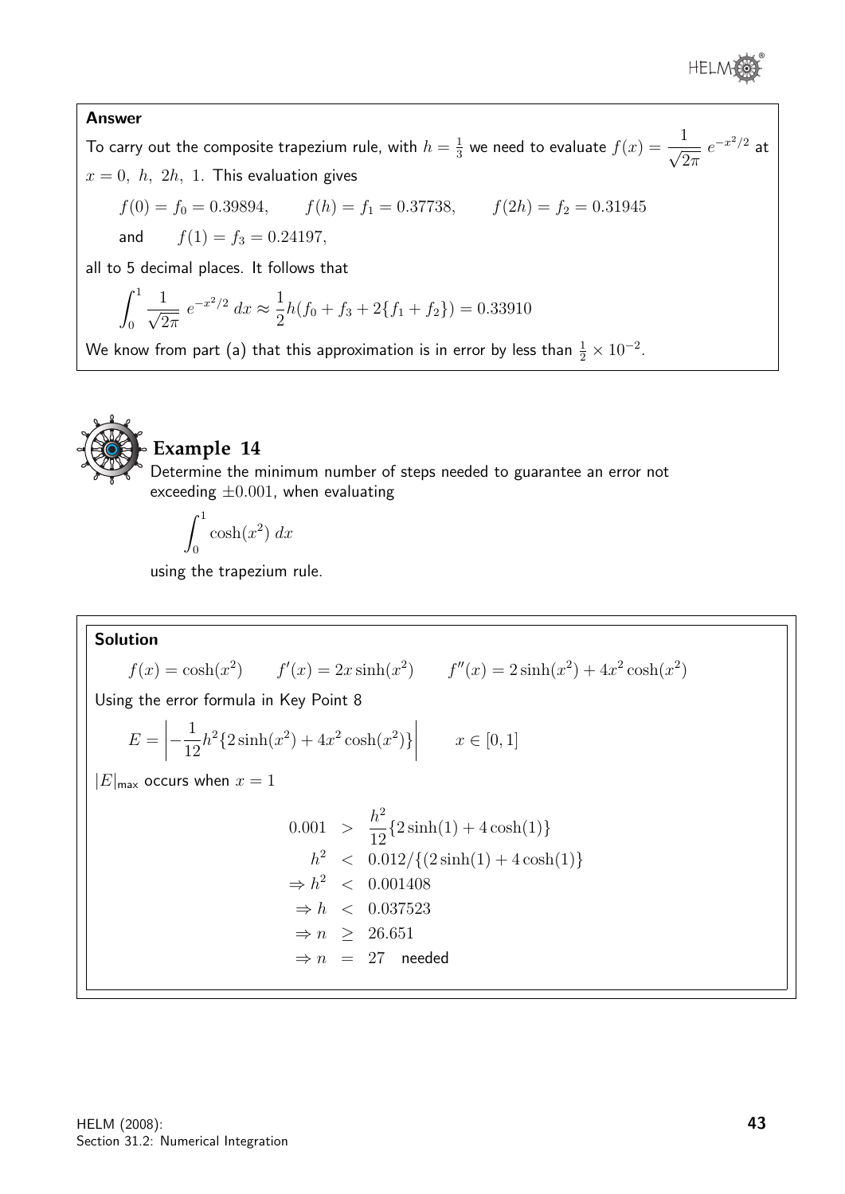**Answer**

To carry out the composite trapezium rule, with $h = \frac{1}{3}$ we need to evaluate $f(x) = \dfrac{1}{\sqrt{2\pi}}\, e^{-x^2/2}$ at $x = 0,\ h,\ 2h,\ 1$. This evaluation gives

$$f(0) = f_0 = 0.39894, \qquad f(h) = f_1 = 0.37738, \qquad f(2h) = f_2 = 0.31945$$

and $\qquad f(1) = f_3 = 0.24197,$

all to 5 decimal places. It follows that

$$\int_0^1 \frac{1}{\sqrt{2\pi}}\, e^{-x^2/2}\, dx \approx \frac{1}{2}h(f_0 + f_3 + 2\{f_1 + f_2\}) = 0.33910$$

We know from part (a) that this approximation is in error by less than $\frac{1}{2} \times 10^{-2}$.

## Example 14

Determine the minimum number of steps needed to guarantee an error not exceeding $\pm 0.001$, when evaluating

$$\int_0^1 \cosh(x^2)\, dx$$

using the trapezium rule.

**Solution**

$$f(x) = \cosh(x^2) \qquad f'(x) = 2x\sinh(x^2) \qquad f''(x) = 2\sinh(x^2) + 4x^2\cosh(x^2)$$

Using the error formula in Key Point 8

$$E = \left| -\frac{1}{12}h^2\{2\sinh(x^2) + 4x^2\cosh(x^2)\} \right| \qquad x \in [0, 1]$$

$|E|_{\text{max}}$ occurs when $x = 1$

$$\begin{aligned}
0.001 &> \frac{h^2}{12}\{2\sinh(1) + 4\cosh(1)\} \\
h^2 &< 0.012/\{(2\sinh(1) + 4\cosh(1)\} \\
\Rightarrow h^2 &< 0.001408 \\
\Rightarrow h &< 0.037523 \\
\Rightarrow n &\geq 26.651 \\
\Rightarrow n &= 27 \quad \text{needed}
\end{aligned}$$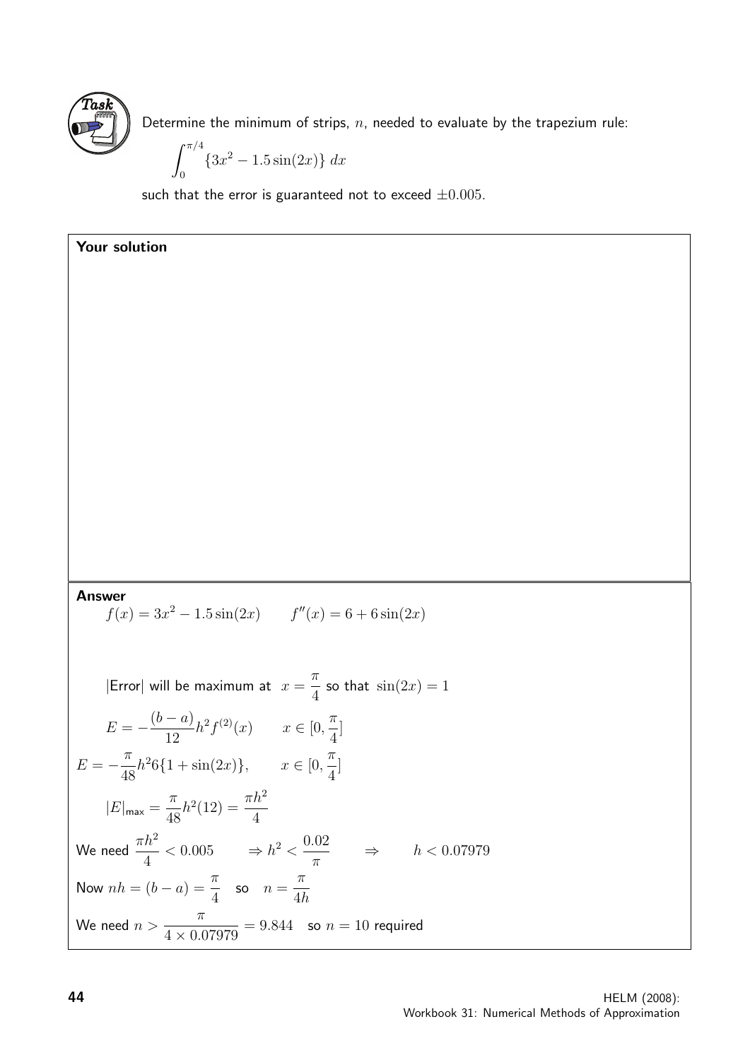**Task**

Determine the minimum of strips, $n$, needed to evaluate by the trapezium rule:

$$\int_0^{\pi/4} \{3x^2 - 1.5\sin(2x)\}\, dx$$

such that the error is guaranteed not to exceed $\pm 0.005$.

**Your solution**

**Answer**

$$f(x) = 3x^2 - 1.5\sin(2x) \qquad f''(x) = 6 + 6\sin(2x)$$

$|\text{Error}|$ will be maximum at $x = \dfrac{\pi}{4}$ so that $\sin(2x) = 1$

$$E = -\frac{(b-a)}{12}h^2 f^{(2)}(x) \qquad x \in [0, \frac{\pi}{4}]$$

$$E = -\frac{\pi}{48}h^2 6\{1 + \sin(2x)\}, \qquad x \in [0, \frac{\pi}{4}]$$

$$|E|_{\text{max}} = \frac{\pi}{48}h^2(12) = \frac{\pi h^2}{4}$$

We need $\dfrac{\pi h^2}{4} < 0.005 \qquad \Rightarrow h^2 < \dfrac{0.02}{\pi} \qquad \Rightarrow \qquad h < 0.07979$

Now $nh = (b-a) = \dfrac{\pi}{4}$ so $n = \dfrac{\pi}{4h}$

We need $n > \dfrac{\pi}{4 \times 0.07979} = 9.844$ so $n = 10$ required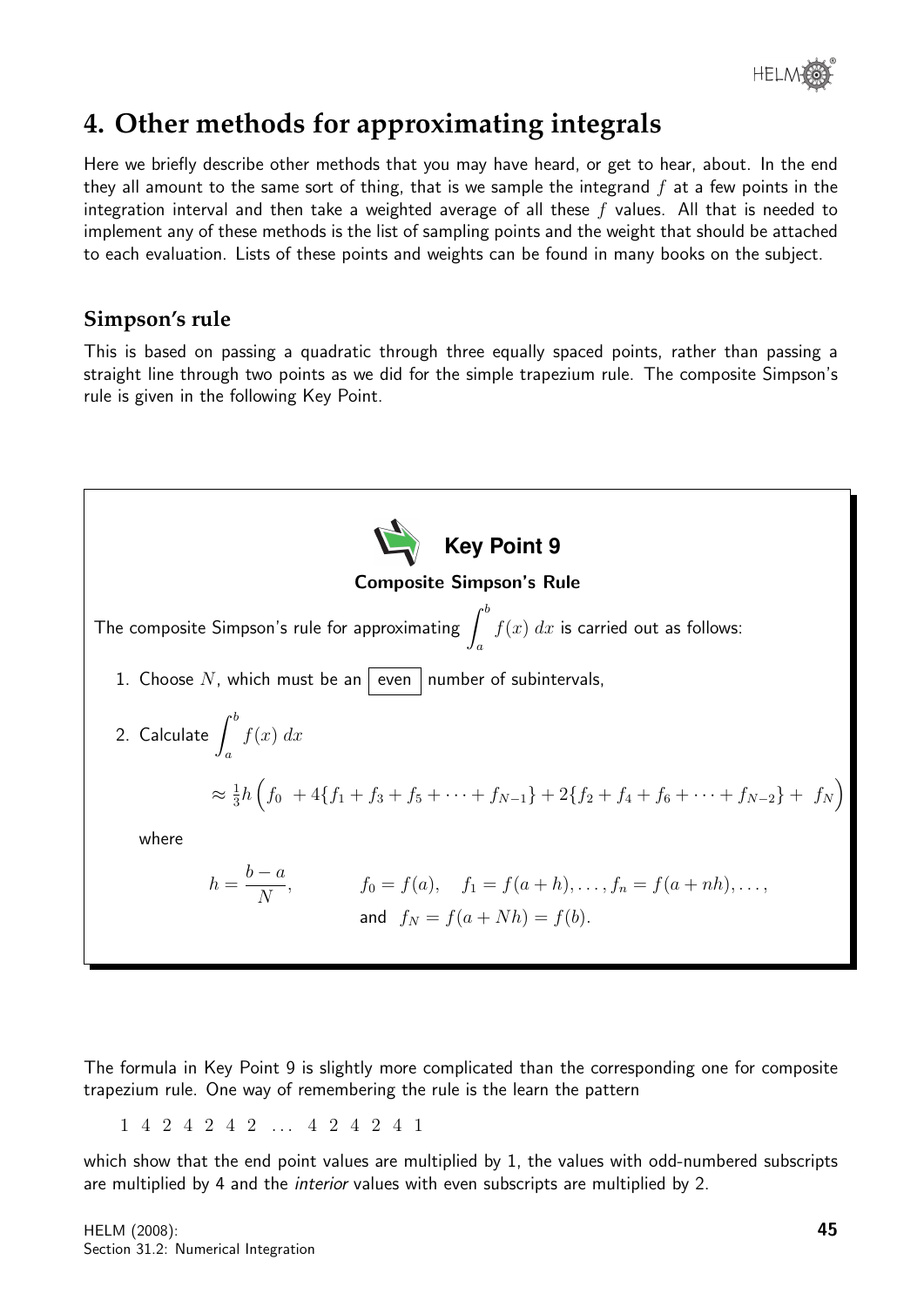## 4. Other methods for approximating integrals

Here we briefly describe other methods that you may have heard, or get to hear, about. In the end they all amount to the same sort of thing, that is we sample the integrand $f$ at a few points in the integration interval and then take a weighted average of all these $f$ values. All that is needed to implement any of these methods is the list of sampling points and the weight that should be attached to each evaluation. Lists of these points and weights can be found in many books on the subject.

### Simpson's rule

This is based on passing a quadratic through three equally spaced points, rather than passing a straight line through two points as we did for the simple trapezium rule. The composite Simpson's rule is given in the following Key Point.

**Key Point 9**

**Composite Simpson's Rule**

The composite Simpson's rule for approximating $\displaystyle\int_a^b f(x)\,dx$ is carried out as follows:

1. Choose $N$, which must be an **even** number of subintervals,
2. Calculate $\displaystyle\int_a^b f(x)\,dx$

$$\approx \tfrac{1}{3}h\left(f_0 + 4\{f_1 + f_3 + f_5 + \cdots + f_{N-1}\} + 2\{f_2 + f_4 + f_6 + \cdots + f_{N-2}\} + f_N\right)$$

where

$$h = \frac{b-a}{N}, \qquad f_0 = f(a), \quad f_1 = f(a+h), \ldots, f_n = f(a+nh), \ldots,$$
$$\text{and} \quad f_N = f(a+Nh) = f(b).$$

The formula in Key Point 9 is slightly more complicated than the corresponding one for composite trapezium rule. One way of remembering the rule is the learn the pattern

$$1 \;\; 4 \;\; 2 \;\; 4 \;\; 2 \;\; 4 \;\; 2 \;\; \ldots \;\; 4 \;\; 2 \;\; 4 \;\; 2 \;\; 4 \;\; 1$$

which show that the end point values are multiplied by 1, the values with odd-numbered subscripts are multiplied by 4 and the *interior* values with even subscripts are multiplied by 2.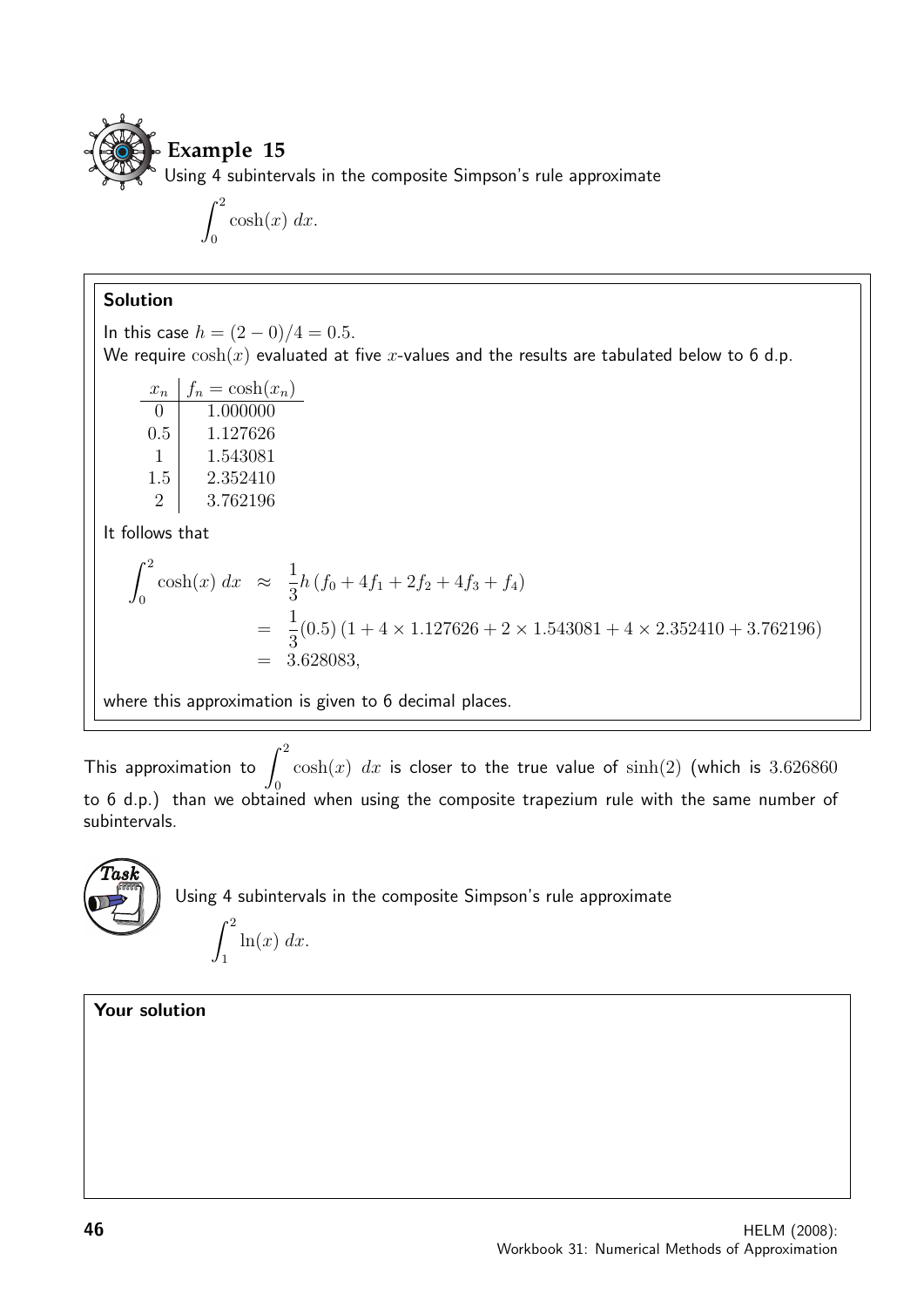## Example 15

Using 4 subintervals in the composite Simpson's rule approximate

$$\int_0^2 \cosh(x)\, dx.$$

**Solution**

In this case $h = (2-0)/4 = 0.5$.

We require $\cosh(x)$ evaluated at five $x$-values and the results are tabulated below to 6 d.p.

| $x_n$ | $f_n = \cosh(x_n)$ |
|---|---|
| 0 | 1.000000 |
| 0.5 | 1.127626 |
| 1 | 1.543081 |
| 1.5 | 2.352410 |
| 2 | 3.762196 |

It follows that

$$\begin{aligned}
\int_0^2 \cosh(x)\, dx &\approx \frac{1}{3}h\,(f_0 + 4f_1 + 2f_2 + 4f_3 + f_4) \\
&= \frac{1}{3}(0.5)\,(1 + 4\times 1.127626 + 2\times 1.543081 + 4\times 2.352410 + 3.762196) \\
&= 3.628083,
\end{aligned}$$

where this approximation is given to 6 decimal places.

This approximation to $\displaystyle\int_0^2 \cosh(x)\ dx$ is closer to the true value of $\sinh(2)$ (which is 3.626860 to 6 d.p.) than we obtained when using the composite trapezium rule with the same number of subintervals.

**Task**

Using 4 subintervals in the composite Simpson's rule approximate

$$\int_1^2 \ln(x)\, dx.$$

**Your solution**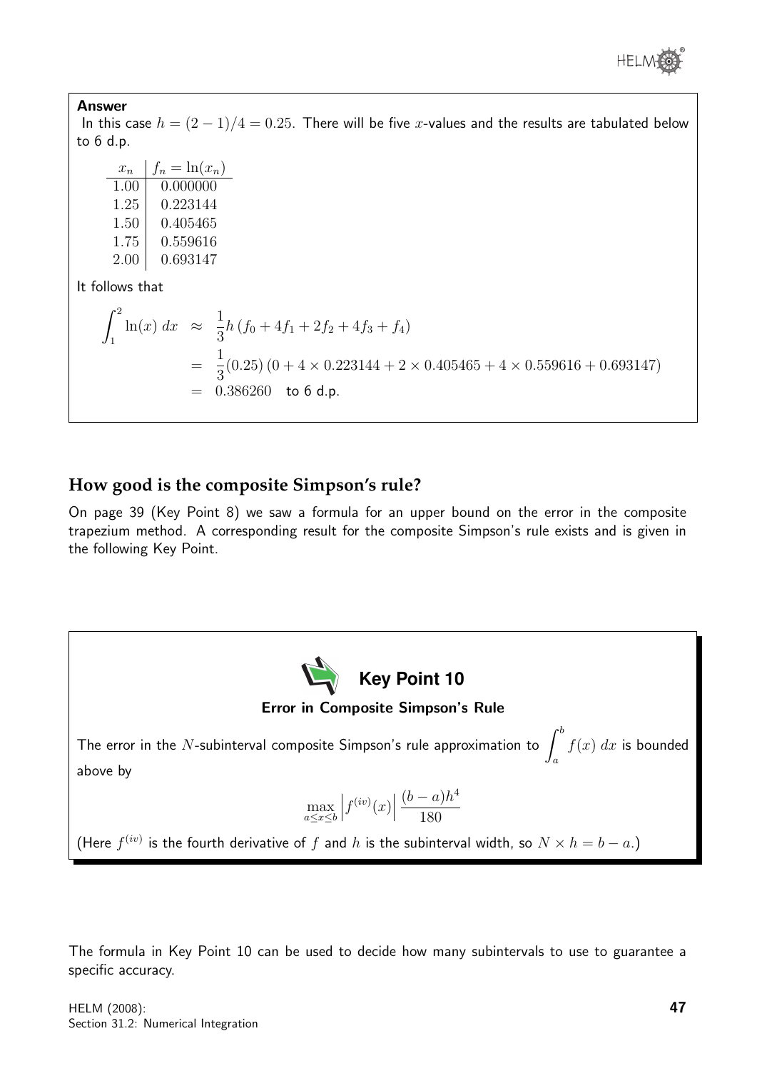**Answer**

In this case $h = (2-1)/4 = 0.25$. There will be five $x$-values and the results are tabulated below to 6 d.p.

| $x_n$ | $f_n = \ln(x_n)$ |
|---|---|
| 1.00 | 0.000000 |
| 1.25 | 0.223144 |
| 1.50 | 0.405465 |
| 1.75 | 0.559616 |
| 2.00 | 0.693147 |

It follows that

$$\begin{aligned}
\int_1^2 \ln(x)\,dx &\approx \frac{1}{3}h\,(f_0 + 4f_1 + 2f_2 + 4f_3 + f_4) \\
&= \frac{1}{3}(0.25)\,(0 + 4 \times 0.223144 + 2 \times 0.405465 + 4 \times 0.559616 + 0.693147) \\
&= 0.386260 \quad \text{to 6 d.p.}
\end{aligned}$$

## How good is the composite Simpson's rule?

On page 39 (Key Point 8) we saw a formula for an upper bound on the error in the composite trapezium method. A corresponding result for the composite Simpson's rule exists and is given in the following Key Point.

**Key Point 10**

**Error in Composite Simpson's Rule**

The error in the $N$-subinterval composite Simpson's rule approximation to $\displaystyle\int_a^b f(x)\,dx$ is bounded above by

$$\max_{a \le x \le b} \left| f^{(iv)}(x) \right| \frac{(b-a)h^4}{180}$$

(Here $f^{(iv)}$ is the fourth derivative of $f$ and $h$ is the subinterval width, so $N \times h = b - a$.)

The formula in Key Point 10 can be used to decide how many subintervals to use to guarantee a specific accuracy.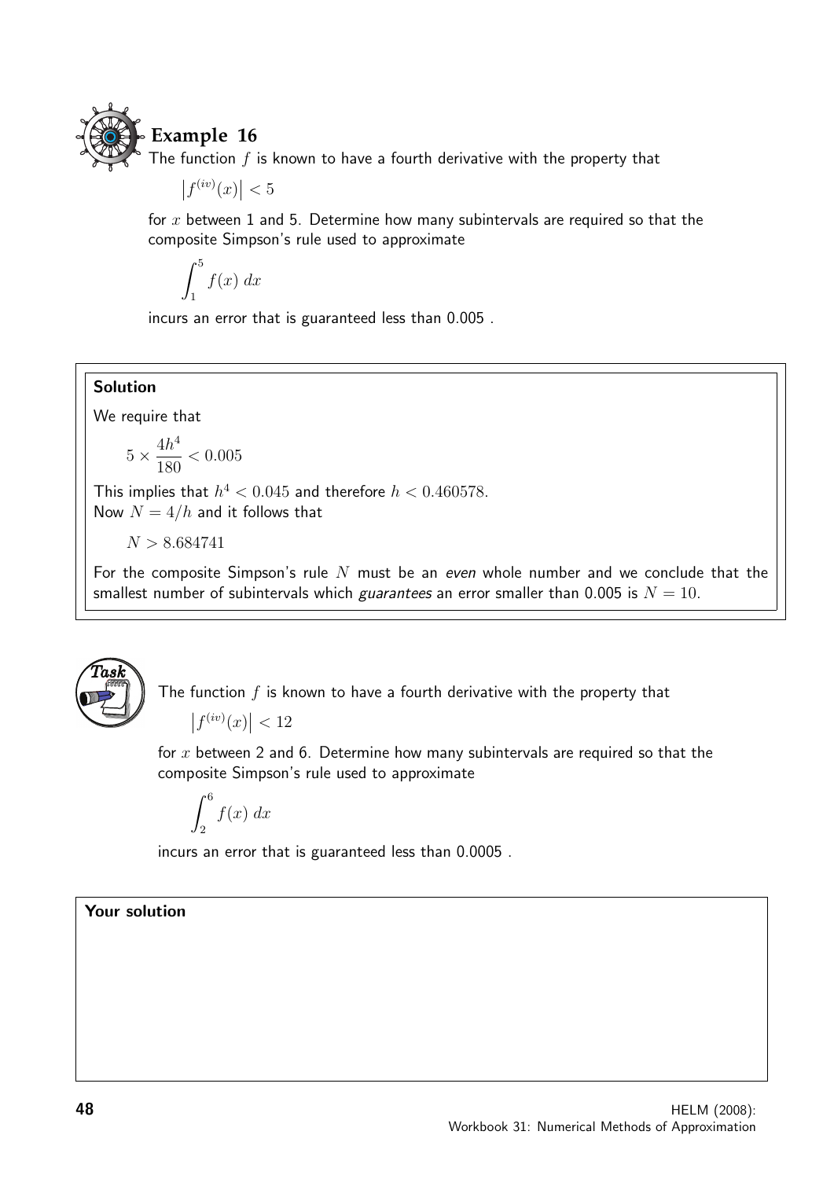## Example 16

The function $f$ is known to have a fourth derivative with the property that

$$\left|f^{(iv)}(x)\right| < 5$$

for $x$ between 1 and 5. Determine how many subintervals are required so that the composite Simpson's rule used to approximate

$$\int_1^5 f(x)\ dx$$

incurs an error that is guaranteed less than 0.005 .

**Solution**

We require that

$$5 \times \frac{4h^4}{180} < 0.005$$

This implies that $h^4 < 0.045$ and therefore $h < 0.460578$.
Now $N = 4/h$ and it follows that

$$N > 8.684741$$

For the composite Simpson's rule $N$ must be an *even* whole number and we conclude that the smallest number of subintervals which *guarantees* an error smaller than 0.005 is $N = 10$.

**Task**

The function $f$ is known to have a fourth derivative with the property that

$$\left|f^{(iv)}(x)\right| < 12$$

for $x$ between 2 and 6. Determine how many subintervals are required so that the composite Simpson's rule used to approximate

$$\int_2^6 f(x)\ dx$$

incurs an error that is guaranteed less than 0.0005 .

**Your solution**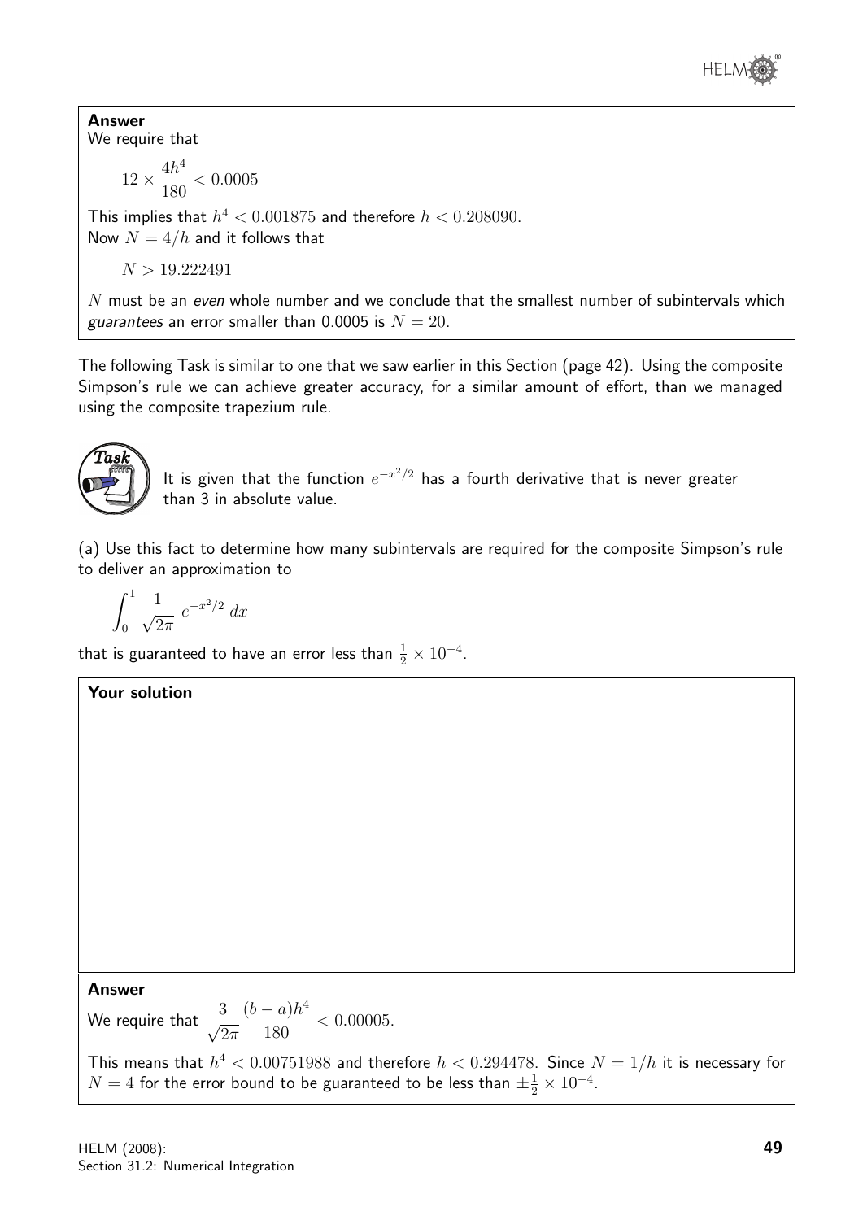**Answer**

We require that

$$12 \times \frac{4h^4}{180} < 0.0005$$

This implies that $h^4 < 0.001875$ and therefore $h < 0.208090$.
Now $N = 4/h$ and it follows that

$$N > 19.222491$$

$N$ must be an *even* whole number and we conclude that the smallest number of subintervals which *guarantees* an error smaller than 0.0005 is $N = 20$.

The following Task is similar to one that we saw earlier in this Section (page 42). Using the composite Simpson's rule we can achieve greater accuracy, for a similar amount of effort, than we managed using the composite trapezium rule.

**Task**

It is given that the function $e^{-x^2/2}$ has a fourth derivative that is never greater than 3 in absolute value.

(a) Use this fact to determine how many subintervals are required for the composite Simpson's rule to deliver an approximation to

$$\int_0^1 \frac{1}{\sqrt{2\pi}}\, e^{-x^2/2}\, dx$$

that is guaranteed to have an error less than $\frac{1}{2} \times 10^{-4}$.

**Your solution**

**Answer**

We require that $\dfrac{3}{\sqrt{2\pi}} \dfrac{(b-a)h^4}{180} < 0.00005$.

This means that $h^4 < 0.00751988$ and therefore $h < 0.294478$. Since $N = 1/h$ it is necessary for $N = 4$ for the error bound to be guaranteed to be less than $\pm\frac{1}{2} \times 10^{-4}$.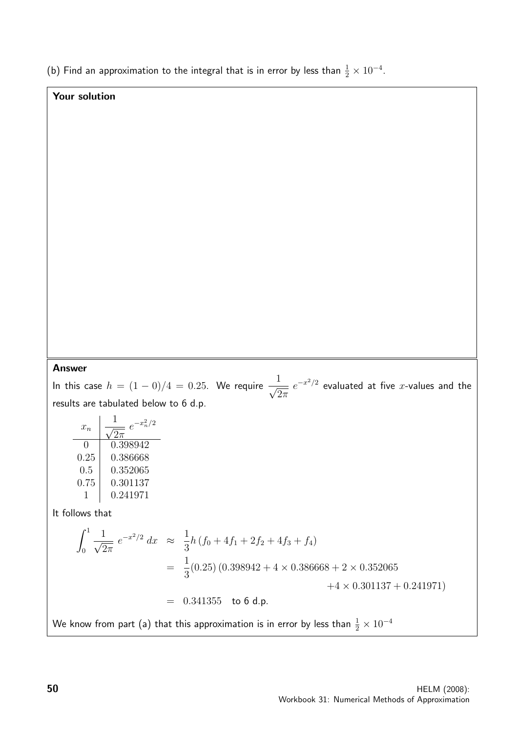(b) Find an approximation to the integral that is in error by less than $\frac{1}{2} \times 10^{-4}$.

**Your solution**

**Answer**

In this case $h = (1-0)/4 = 0.25$. We require $\dfrac{1}{\sqrt{2\pi}}\, e^{-x^2/2}$ evaluated at five $x$-values and the results are tabulated below to 6 d.p.

| $x_n$ | $\dfrac{1}{\sqrt{2\pi}}\, e^{-x_n^2/2}$ |
|---|---|
| 0 | 0.398942 |
| 0.25 | 0.386668 |
| 0.5 | 0.352065 |
| 0.75 | 0.301137 |
| 1 | 0.241971 |

It follows that

$$
\begin{aligned}
\int_0^1 \frac{1}{\sqrt{2\pi}}\, e^{-x^2/2}\, dx &\approx \frac{1}{3}h\,(f_0 + 4f_1 + 2f_2 + 4f_3 + f_4) \\
&= \frac{1}{3}(0.25)\,(0.398942 + 4 \times 0.386668 + 2 \times 0.352065 \\
&\qquad\qquad + 4 \times 0.301137 + 0.241971) \\
&= 0.341355 \quad \text{to 6 d.p.}
\end{aligned}
$$

We know from part (a) that this approximation is in error by less than $\frac{1}{2} \times 10^{-4}$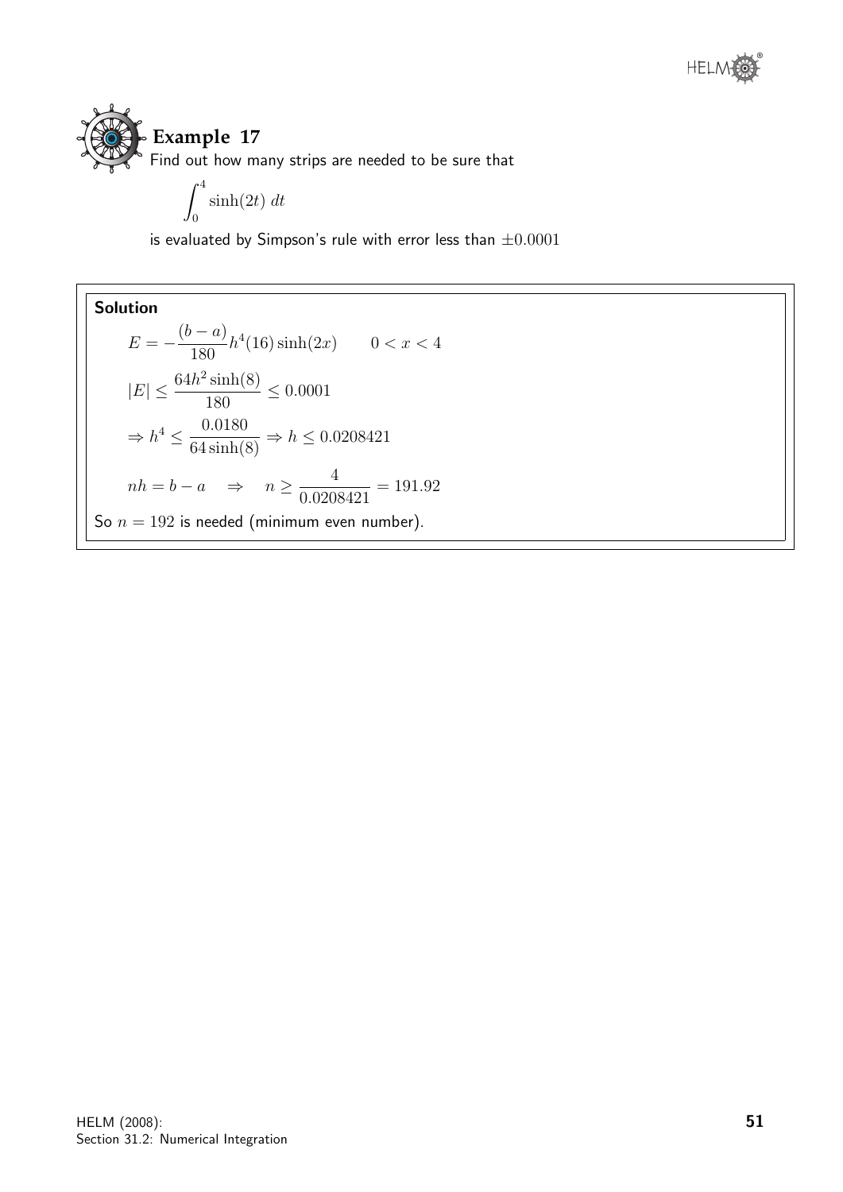**Example 17**

Find out how many strips are needed to be sure that

$$\int_0^4 \sinh(2t)\, dt$$

is evaluated by Simpson's rule with error less than $\pm 0.0001$

**Solution**

$$E = -\frac{(b-a)}{180} h^4 (16) \sinh(2x) \qquad 0 < x < 4$$

$$|E| \le \frac{64 h^2 \sinh(8)}{180} \le 0.0001$$

$$\Rightarrow h^4 \le \frac{0.0180}{64 \sinh(8)} \Rightarrow h \le 0.0208421$$

$$nh = b - a \quad \Rightarrow \quad n \ge \frac{4}{0.0208421} = 191.92$$

So $n = 192$ is needed (minimum even number).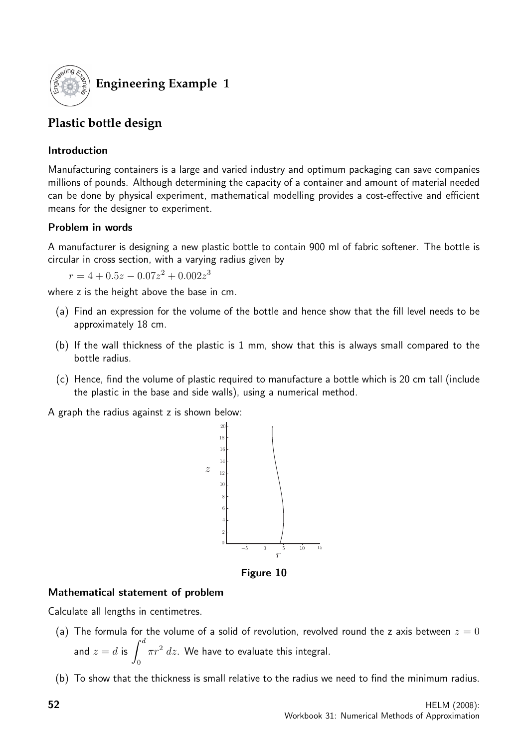## Engineering Example 1

### Plastic bottle design

#### Introduction

Manufacturing containers is a large and varied industry and optimum packaging can save companies millions of pounds. Although determining the capacity of a container and amount of material needed can be done by physical experiment, mathematical modelling provides a cost-effective and efficient means for the designer to experiment.

#### Problem in words

A manufacturer is designing a new plastic bottle to contain 900 ml of fabric softener. The bottle is circular in cross section, with a varying radius given by

$r = 4 + 0.5z - 0.07z^2 + 0.002z^3$

where z is the height above the base in cm.

(a) Find an expression for the volume of the bottle and hence show that the fill level needs to be approximately 18 cm.

(b) If the wall thickness of the plastic is 1 mm, show that this is always small compared to the bottle radius.

(c) Hence, find the volume of plastic required to manufacture a bottle which is 20 cm tall (include the plastic in the base and side walls), using a numerical method.

A graph the radius against z is shown below:

Figure 10

#### Mathematical statement of problem

Calculate all lengths in centimetres.

(a) The formula for the volume of a solid of revolution, revolved round the z axis between $z = 0$ and $z = d$ is $\displaystyle\int_0^d \pi r^2 \, dz$. We have to evaluate this integral.

(b) To show that the thickness is small relative to the radius we need to find the minimum radius.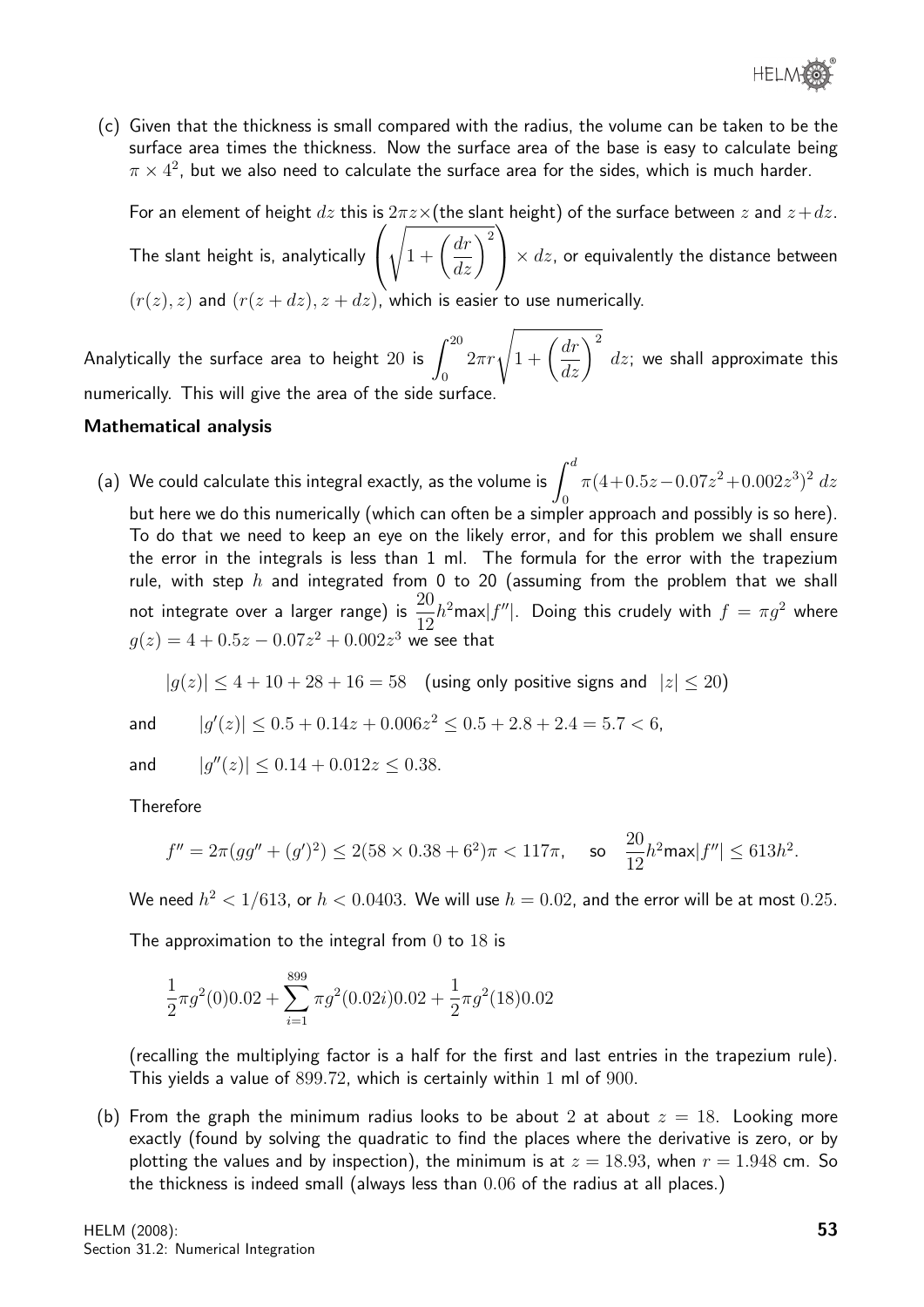(c) Given that the thickness is small compared with the radius, the volume can be taken to be the surface area times the thickness. Now the surface area of the base is easy to calculate being $\pi \times 4^2$, but we also need to calculate the surface area for the sides, which is much harder.

For an element of height $dz$ this is $2\pi z\times$(the slant height) of the surface between $z$ and $z+dz$. The slant height is, analytically $\left(\sqrt{1+\left(\dfrac{dr}{dz}\right)^2}\right) \times dz$, or equivalently the distance between $(r(z), z)$ and $(r(z+dz), z+dz)$, which is easier to use numerically.

Analytically the surface area to height 20 is $\displaystyle\int_0^{20} 2\pi r\sqrt{1+\left(\frac{dr}{dz}\right)^2}\ dz$; we shall approximate this numerically. This will give the area of the side surface.

**Mathematical analysis**

(a) We could calculate this integral exactly, as the volume is $\displaystyle\int_0^d \pi(4+0.5z-0.07z^2+0.002z^3)^2\ dz$ but here we do this numerically (which can often be a simpler approach and possibly is so here). To do that we need to keep an eye on the likely error, and for this problem we shall ensure the error in the integrals is less than 1 ml. The formula for the error with the trapezium rule, with step $h$ and integrated from 0 to 20 (assuming from the problem that we shall not integrate over a larger range) is $\dfrac{20}{12}h^2\text{max}|f''|$. Doing this crudely with $f = \pi g^2$ where $g(z) = 4+0.5z-0.07z^2+0.002z^3$ we see that

$$|g(z)| \le 4+10+28+16 = 58 \quad \text{(using only positive signs and } |z| \le 20)$$

and $\qquad |g'(z)| \le 0.5 + 0.14z + 0.006z^2 \le 0.5 + 2.8 + 2.4 = 5.7 < 6,$

and $\qquad |g''(z)| \le 0.14 + 0.012z \le 0.38.$

Therefore

$$f'' = 2\pi(gg'' + (g')^2) \le 2(58 \times 0.38 + 6^2)\pi < 117\pi, \quad \text{so} \quad \frac{20}{12}h^2\text{max}|f''| \le 613h^2.$$

We need $h^2 < 1/613$, or $h < 0.0403$. We will use $h = 0.02$, and the error will be at most $0.25$.

The approximation to the integral from $0$ to $18$ is

$$\frac{1}{2}\pi g^2(0)0.02 + \sum_{i=1}^{899} \pi g^2(0.02i)0.02 + \frac{1}{2}\pi g^2(18)0.02$$

(recalling the multiplying factor is a half for the first and last entries in the trapezium rule). This yields a value of $899.72$, which is certainly within $1$ ml of $900$.

(b) From the graph the minimum radius looks to be about $2$ at about $z = 18$. Looking more exactly (found by solving the quadratic to find the places where the derivative is zero, or by plotting the values and by inspection), the minimum is at $z = 18.93$, when $r = 1.948$ cm. So the thickness is indeed small (always less than $0.06$ of the radius at all places.)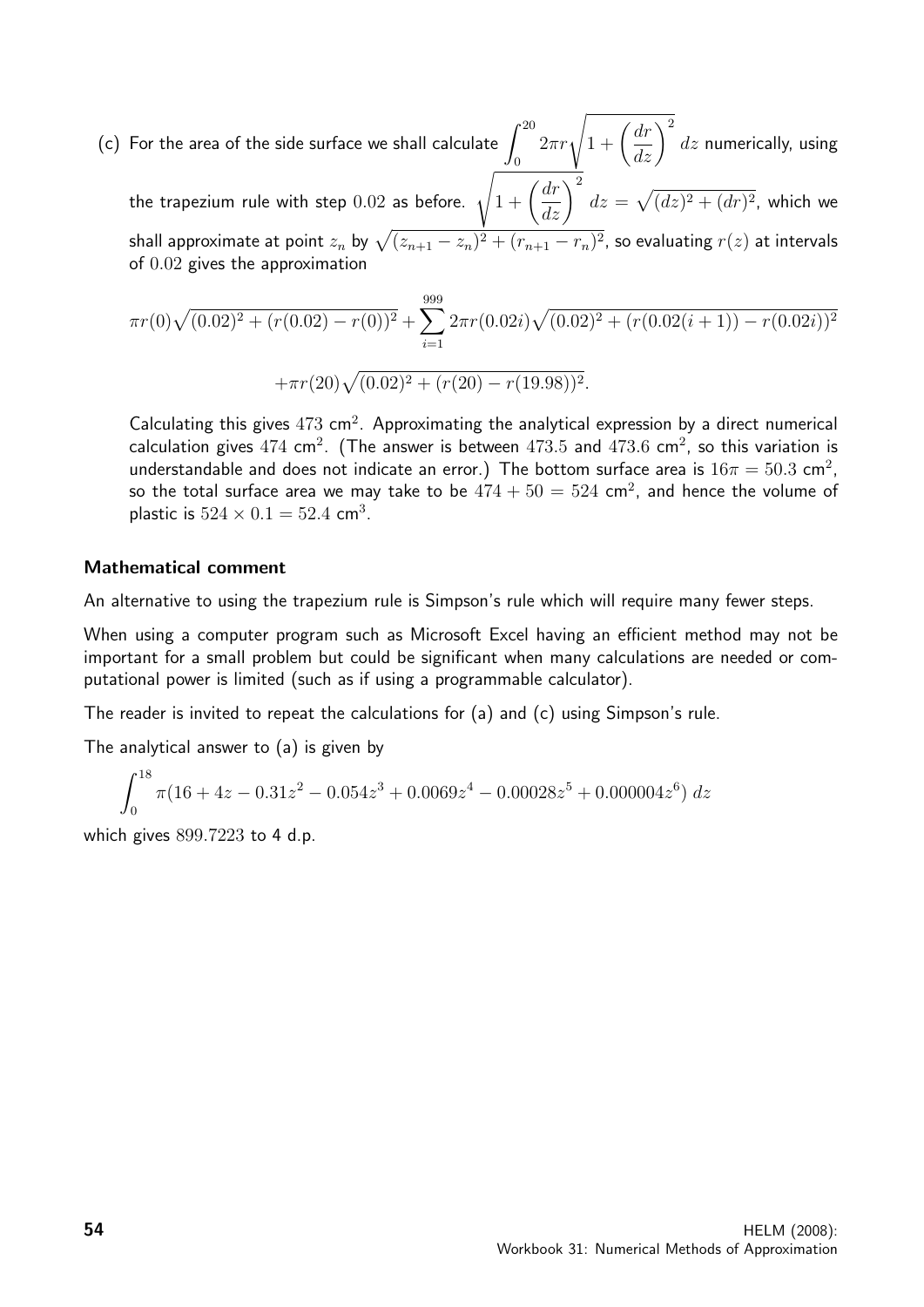(c) For the area of the side surface we shall calculate $\displaystyle\int_0^{20} 2\pi r\sqrt{1+\left(\frac{dr}{dz}\right)^2}\,dz$ numerically, using the trapezium rule with step $0.02$ as before. $\sqrt{1+\left(\dfrac{dr}{dz}\right)^2}\,dz = \sqrt{(dz)^2+(dr)^2}$, which we shall approximate at point $z_n$ by $\sqrt{(z_{n+1}-z_n)^2+(r_{n+1}-r_n)^2}$, so evaluating $r(z)$ at intervals of $0.02$ gives the approximation

$$\pi r(0)\sqrt{(0.02)^2+(r(0.02)-r(0))^2}+\sum_{i=1}^{999} 2\pi r(0.02i)\sqrt{(0.02)^2+(r(0.02(i+1))-r(0.02i))^2}$$

$$+\pi r(20)\sqrt{(0.02)^2+(r(20)-r(19.98))^2}.$$

Calculating this gives $473$ cm$^2$. Approximating the analytical expression by a direct numerical calculation gives $474$ cm$^2$. (The answer is between $473.5$ and $473.6$ cm$^2$, so this variation is understandable and does not indicate an error.) The bottom surface area is $16\pi = 50.3$ cm$^2$, so the total surface area we may take to be $474 + 50 = 524$ cm$^2$, and hence the volume of plastic is $524 \times 0.1 = 52.4$ cm$^3$.

### Mathematical comment

An alternative to using the trapezium rule is Simpson's rule which will require many fewer steps.

When using a computer program such as Microsoft Excel having an efficient method may not be important for a small problem but could be significant when many calculations are needed or computational power is limited (such as if using a programmable calculator).

The reader is invited to repeat the calculations for (a) and (c) using Simpson's rule.

The analytical answer to (a) is given by

$$\int_0^{18} \pi(16+4z-0.31z^2-0.054z^3+0.0069z^4-0.00028z^5+0.000004z^6)\,dz$$

which gives $899.7223$ to 4 d.p.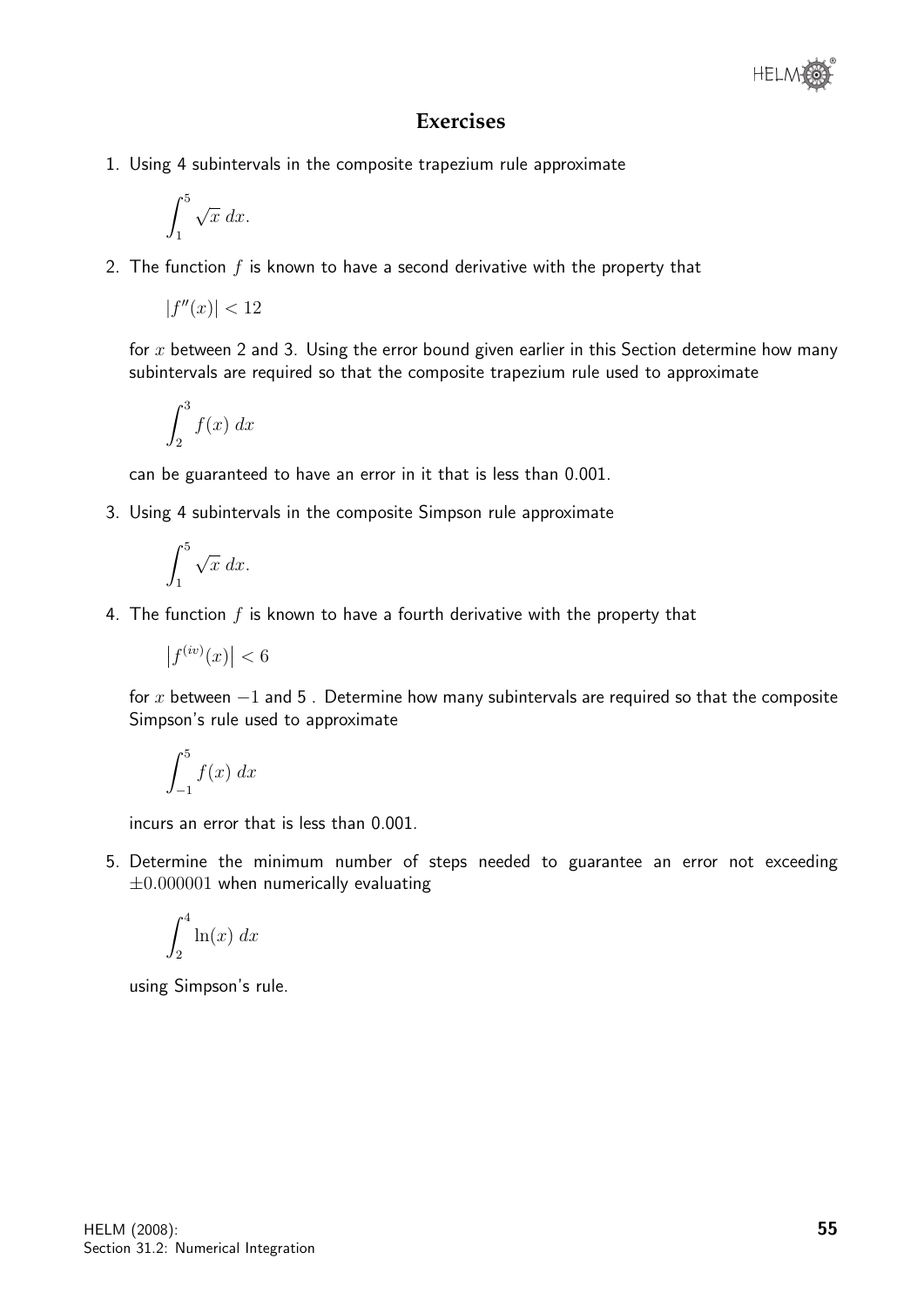## Exercises

1. Using 4 subintervals in the composite trapezium rule approximate

$$\int_1^5 \sqrt{x}\, dx.$$

2. The function $f$ is known to have a second derivative with the property that

$$|f''(x)| < 12$$

for $x$ between 2 and 3. Using the error bound given earlier in this Section determine how many subintervals are required so that the composite trapezium rule used to approximate

$$\int_2^3 f(x)\, dx$$

can be guaranteed to have an error in it that is less than 0.001.

3. Using 4 subintervals in the composite Simpson rule approximate

$$\int_1^5 \sqrt{x}\, dx.$$

4. The function $f$ is known to have a fourth derivative with the property that

$$\left|f^{(iv)}(x)\right| < 6$$

for $x$ between $-1$ and 5 . Determine how many subintervals are required so that the composite Simpson's rule used to approximate

$$\int_{-1}^5 f(x)\, dx$$

incurs an error that is less than 0.001.

5. Determine the minimum number of steps needed to guarantee an error not exceeding $\pm 0.000001$ when numerically evaluating

$$\int_2^4 \ln(x)\, dx$$

using Simpson's rule.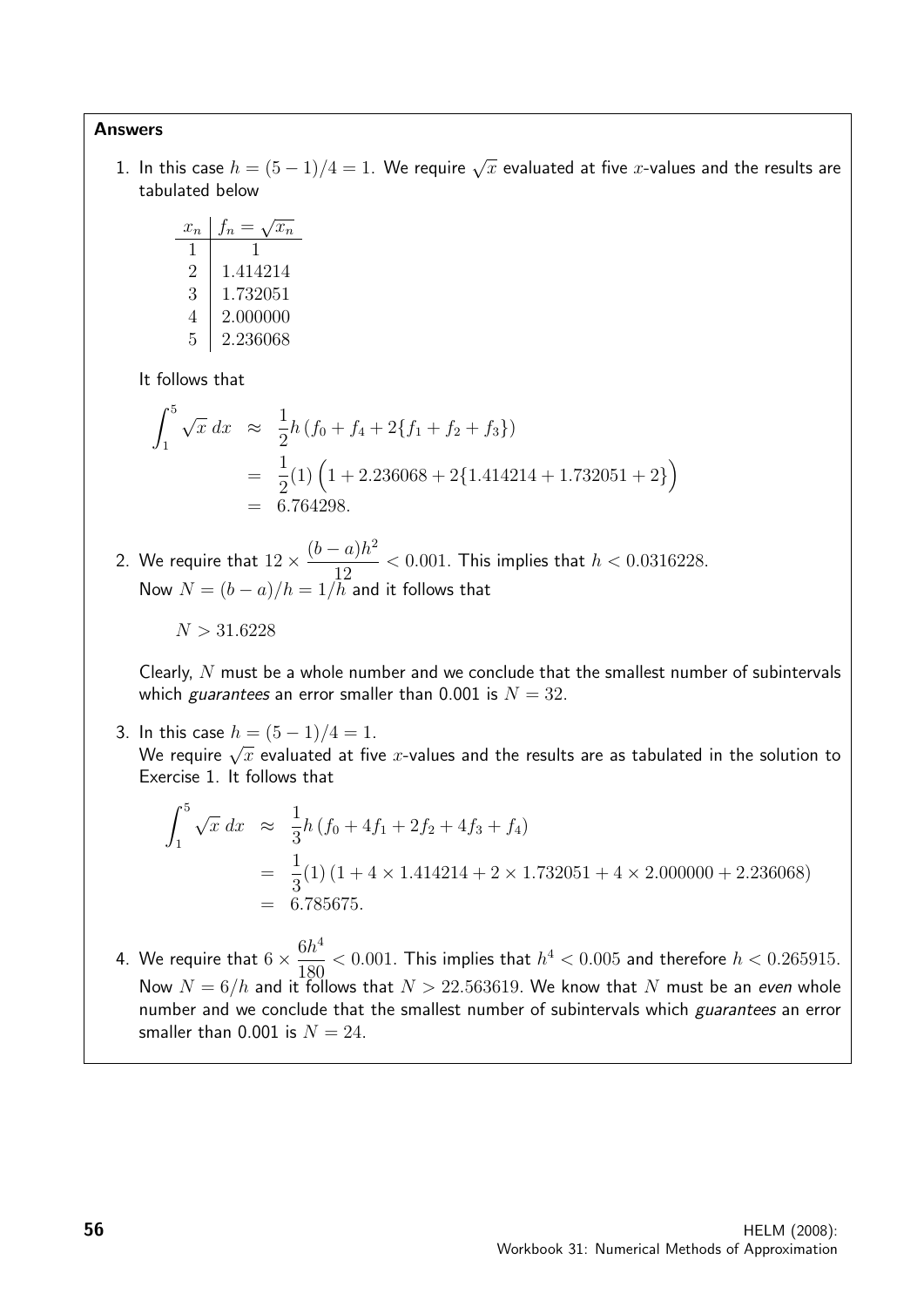**Answers**

1. In this case $h = (5-1)/4 = 1$. We require $\sqrt{x}$ evaluated at five $x$-values and the results are tabulated below

| $x_n$ | $f_n = \sqrt{x_n}$ |
|---|---|
| 1 | 1 |
| 2 | 1.414214 |
| 3 | 1.732051 |
| 4 | 2.000000 |
| 5 | 2.236068 |

It follows that

$$\begin{aligned}
\int_1^5 \sqrt{x}\,dx &\approx \frac{1}{2}h\left(f_0 + f_4 + 2\{f_1 + f_2 + f_3\}\right) \\
&= \frac{1}{2}(1)\Big(1 + 2.236068 + 2\{1.414214 + 1.732051 + 2\}\Big) \\
&= 6.764298.
\end{aligned}$$

2. We require that $12 \times \dfrac{(b-a)h^2}{12} < 0.001$. This implies that $h < 0.0316228$.
Now $N = (b-a)/h = 1/h$ and it follows that

$N > 31.6228$

Clearly, $N$ must be a whole number and we conclude that the smallest number of subintervals which *guarantees* an error smaller than 0.001 is $N = 32$.

3. In this case $h = (5-1)/4 = 1$.
We require $\sqrt{x}$ evaluated at five $x$-values and the results are as tabulated in the solution to Exercise 1. It follows that

$$\begin{aligned}
\int_1^5 \sqrt{x}\,dx &\approx \frac{1}{3}h\left(f_0 + 4f_1 + 2f_2 + 4f_3 + f_4\right) \\
&= \frac{1}{3}(1)\left(1 + 4 \times 1.414214 + 2 \times 1.732051 + 4 \times 2.000000 + 2.236068\right) \\
&= 6.785675.
\end{aligned}$$

4. We require that $6 \times \dfrac{6h^4}{180} < 0.001$. This implies that $h^4 < 0.005$ and therefore $h < 0.265915$.
Now $N = 6/h$ and it follows that $N > 22.563619$. We know that $N$ must be an *even* whole number and we conclude that the smallest number of subintervals which *guarantees* an error smaller than 0.001 is $N = 24$.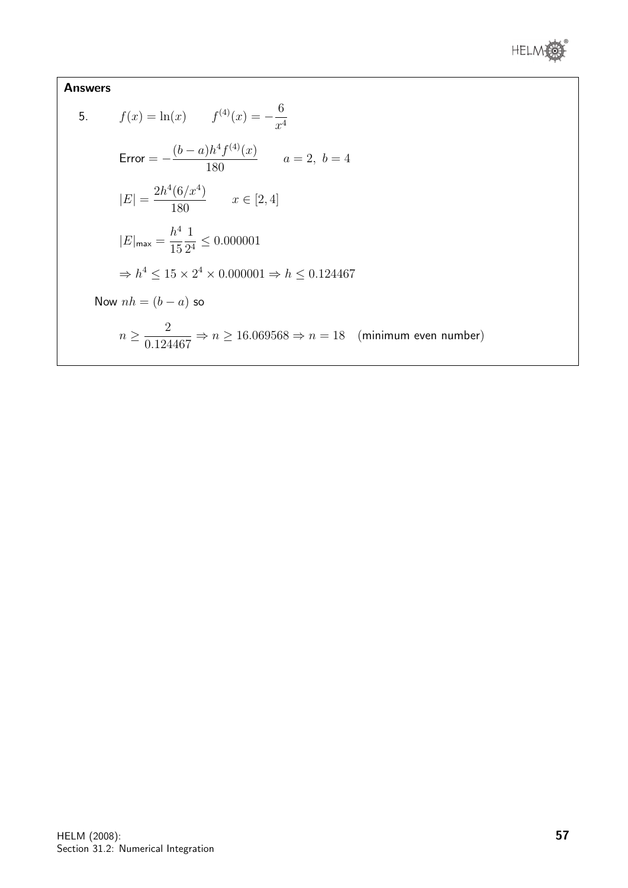**Answers**

5. $f(x) = \ln(x) \qquad f^{(4)}(x) = -\dfrac{6}{x^4}$

$$\text{Error} = -\frac{(b-a)h^4 f^{(4)}(x)}{180} \qquad a = 2,\ b = 4$$

$$|E| = \frac{2h^4(6/x^4)}{180} \qquad x \in [2,4]$$

$$|E|_{\text{max}} = \frac{h^4}{15}\frac{1}{2^4} \leq 0.000001$$

$$\Rightarrow h^4 \leq 15 \times 2^4 \times 0.000001 \Rightarrow h \leq 0.124467$$

Now $nh = (b-a)$ so

$$n \geq \frac{2}{0.124467} \Rightarrow n \geq 16.069568 \Rightarrow n = 18 \quad \text{(minimum even number)}$$